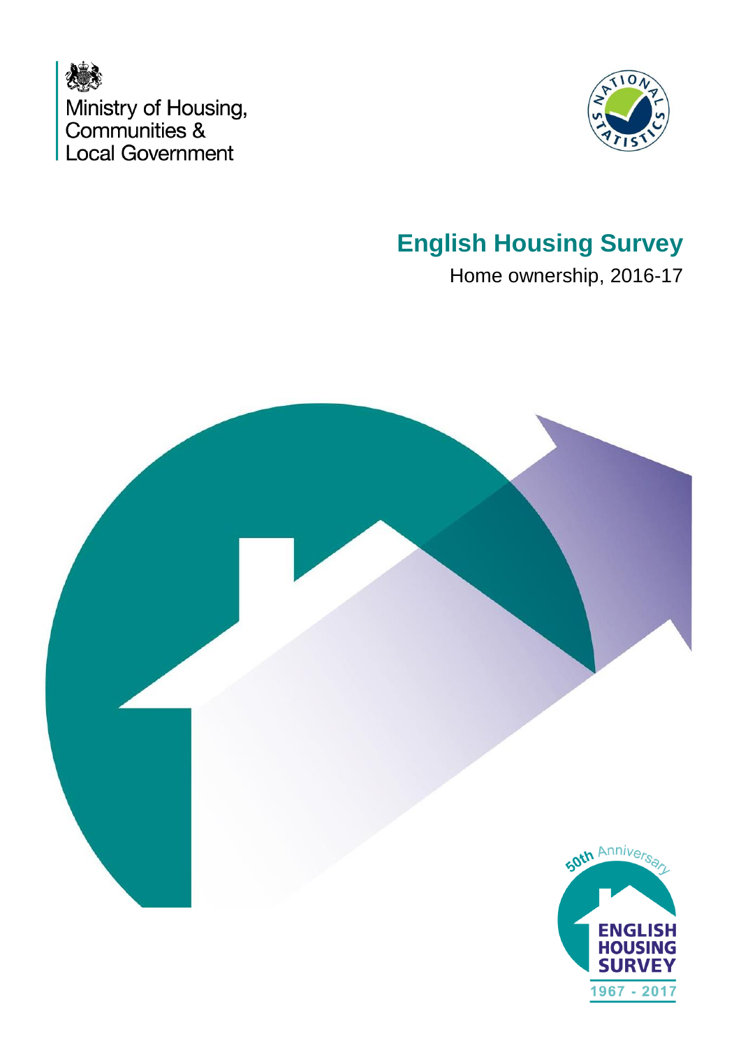Ministry of Housing, Communities & Local Government

# English Housing Survey

Home ownership, 2016-17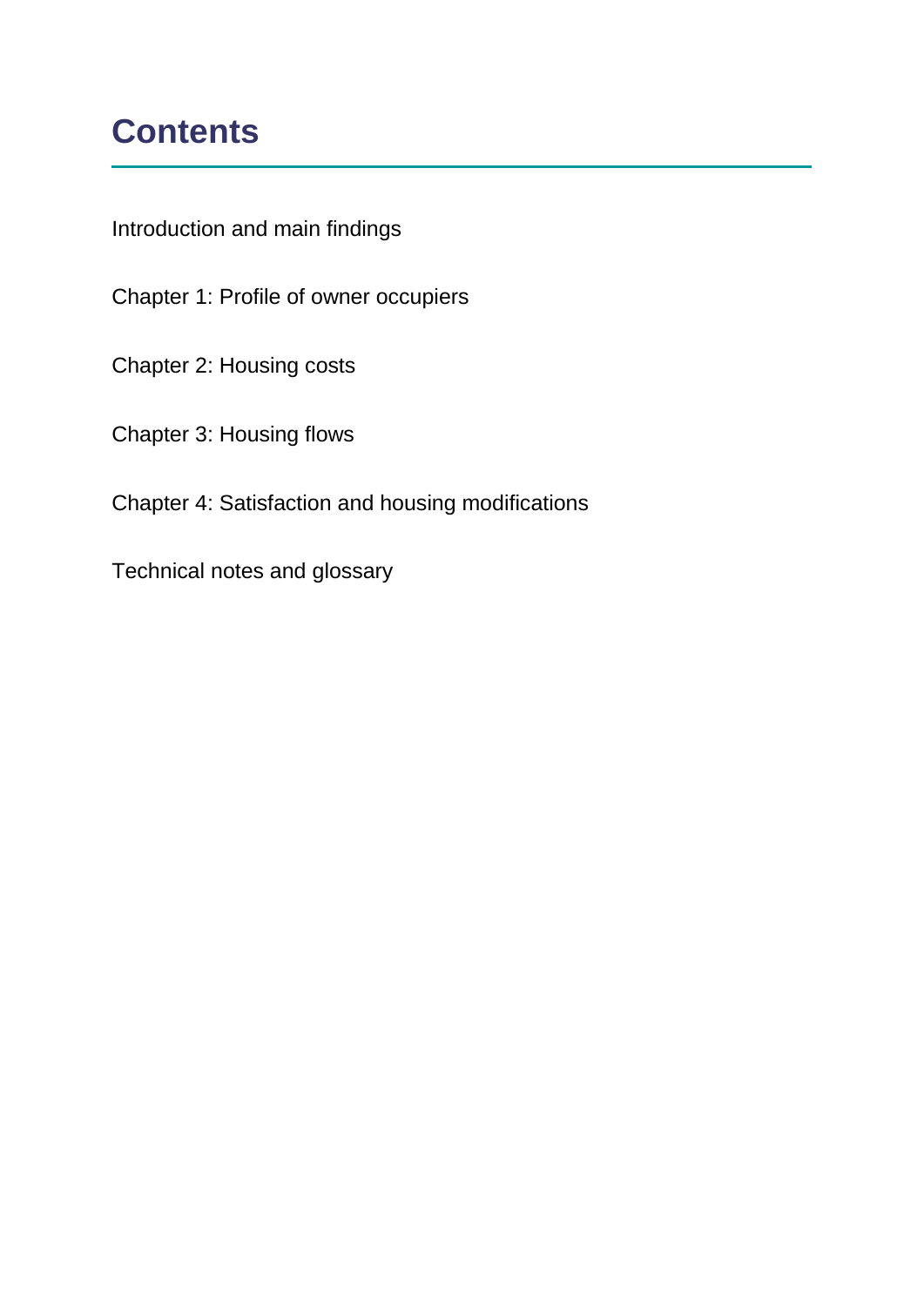# Contents

Introduction and main findings

Chapter 1: Profile of owner occupiers

Chapter 2: Housing costs

Chapter 3: Housing flows

Chapter 4: Satisfaction and housing modifications

Technical notes and glossary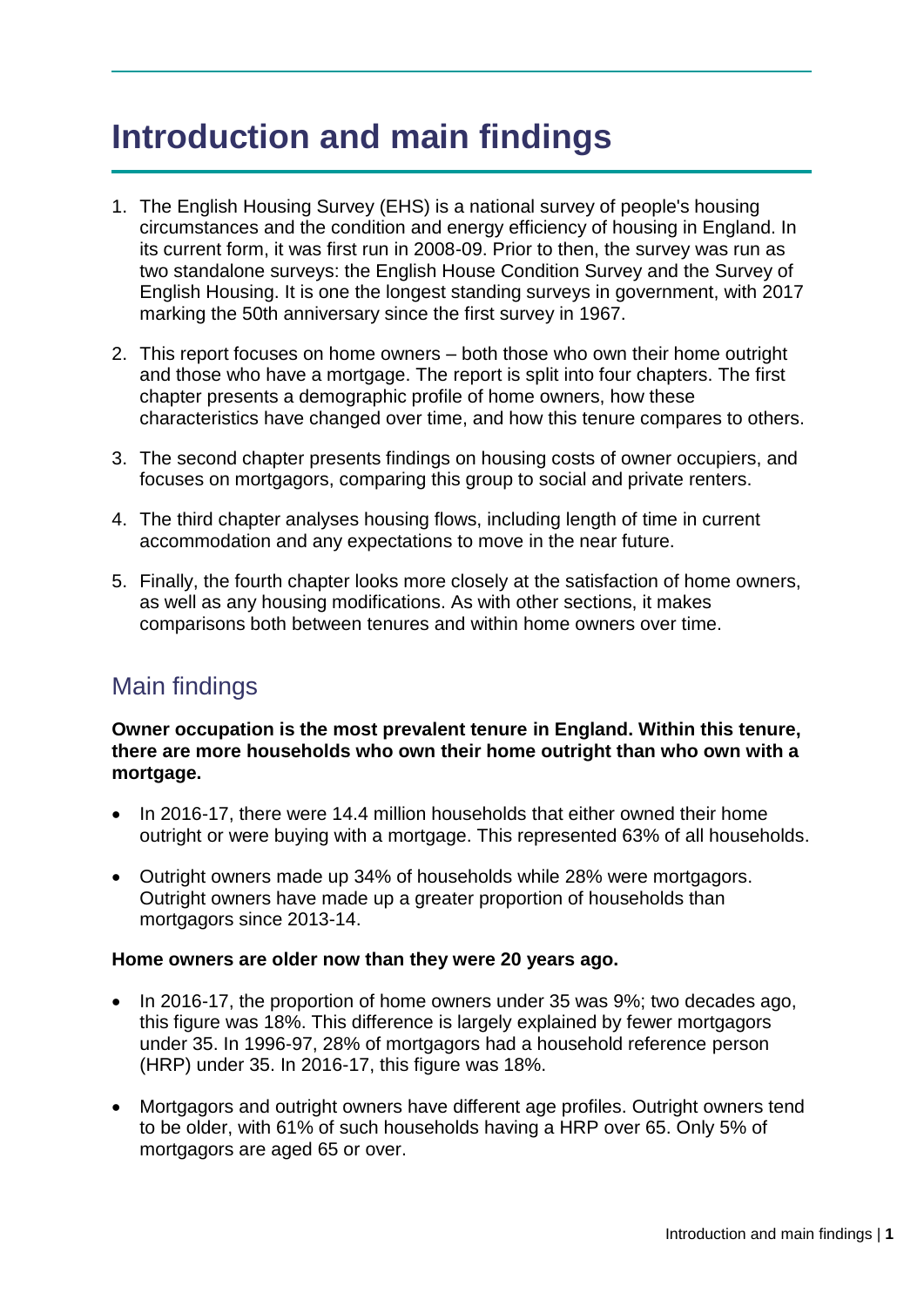# Introduction and main findings

1. The English Housing Survey (EHS) is a national survey of people's housing circumstances and the condition and energy efficiency of housing in England. In its current form, it was first run in 2008-09. Prior to then, the survey was run as two standalone surveys: the English House Condition Survey and the Survey of English Housing. It is one the longest standing surveys in government, with 2017 marking the 50th anniversary since the first survey in 1967.

2. This report focuses on home owners – both those who own their home outright and those who have a mortgage. The report is split into four chapters. The first chapter presents a demographic profile of home owners, how these characteristics have changed over time, and how this tenure compares to others.

3. The second chapter presents findings on housing costs of owner occupiers, and focuses on mortgagors, comparing this group to social and private renters.

4. The third chapter analyses housing flows, including length of time in current accommodation and any expectations to move in the near future.

5. Finally, the fourth chapter looks more closely at the satisfaction of home owners, as well as any housing modifications. As with other sections, it makes comparisons both between tenures and within home owners over time.

## Main findings

**Owner occupation is the most prevalent tenure in England. Within this tenure, there are more households who own their home outright than who own with a mortgage.**

- In 2016-17, there were 14.4 million households that either owned their home outright or were buying with a mortgage. This represented 63% of all households.
- Outright owners made up 34% of households while 28% were mortgagors. Outright owners have made up a greater proportion of households than mortgagors since 2013-14.

**Home owners are older now than they were 20 years ago.**

- In 2016-17, the proportion of home owners under 35 was 9%; two decades ago, this figure was 18%. This difference is largely explained by fewer mortgagors under 35. In 1996-97, 28% of mortgagors had a household reference person (HRP) under 35. In 2016-17, this figure was 18%.
- Mortgagors and outright owners have different age profiles. Outright owners tend to be older, with 61% of such households having a HRP over 65. Only 5% of mortgagors are aged 65 or over.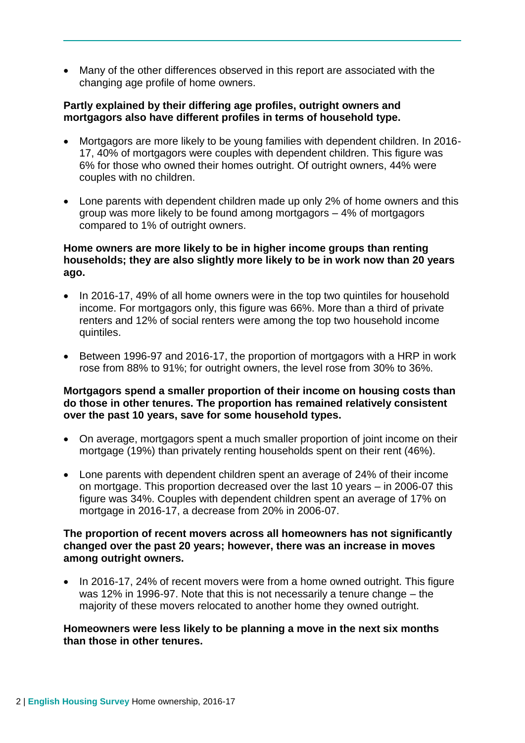- Many of the other differences observed in this report are associated with the changing age profile of home owners.

**Partly explained by their differing age profiles, outright owners and mortgagors also have different profiles in terms of household type.**

- Mortgagors are more likely to be young families with dependent children. In 2016-17, 40% of mortgagors were couples with dependent children. This figure was 6% for those who owned their homes outright. Of outright owners, 44% were couples with no children.
- Lone parents with dependent children made up only 2% of home owners and this group was more likely to be found among mortgagors – 4% of mortgagors compared to 1% of outright owners.

**Home owners are more likely to be in higher income groups than renting households; they are also slightly more likely to be in work now than 20 years ago.**

- In 2016-17, 49% of all home owners were in the top two quintiles for household income. For mortgagors only, this figure was 66%. More than a third of private renters and 12% of social renters were among the top two household income quintiles.
- Between 1996-97 and 2016-17, the proportion of mortgagors with a HRP in work rose from 88% to 91%; for outright owners, the level rose from 30% to 36%.

**Mortgagors spend a smaller proportion of their income on housing costs than do those in other tenures. The proportion has remained relatively consistent over the past 10 years, save for some household types.**

- On average, mortgagors spent a much smaller proportion of joint income on their mortgage (19%) than privately renting households spent on their rent (46%).
- Lone parents with dependent children spent an average of 24% of their income on mortgage. This proportion decreased over the last 10 years – in 2006-07 this figure was 34%. Couples with dependent children spent an average of 17% on mortgage in 2016-17, a decrease from 20% in 2006-07.

**The proportion of recent movers across all homeowners has not significantly changed over the past 20 years; however, there was an increase in moves among outright owners.**

- In 2016-17, 24% of recent movers were from a home owned outright. This figure was 12% in 1996-97. Note that this is not necessarily a tenure change – the majority of these movers relocated to another home they owned outright.

**Homeowners were less likely to be planning a move in the next six months than those in other tenures.**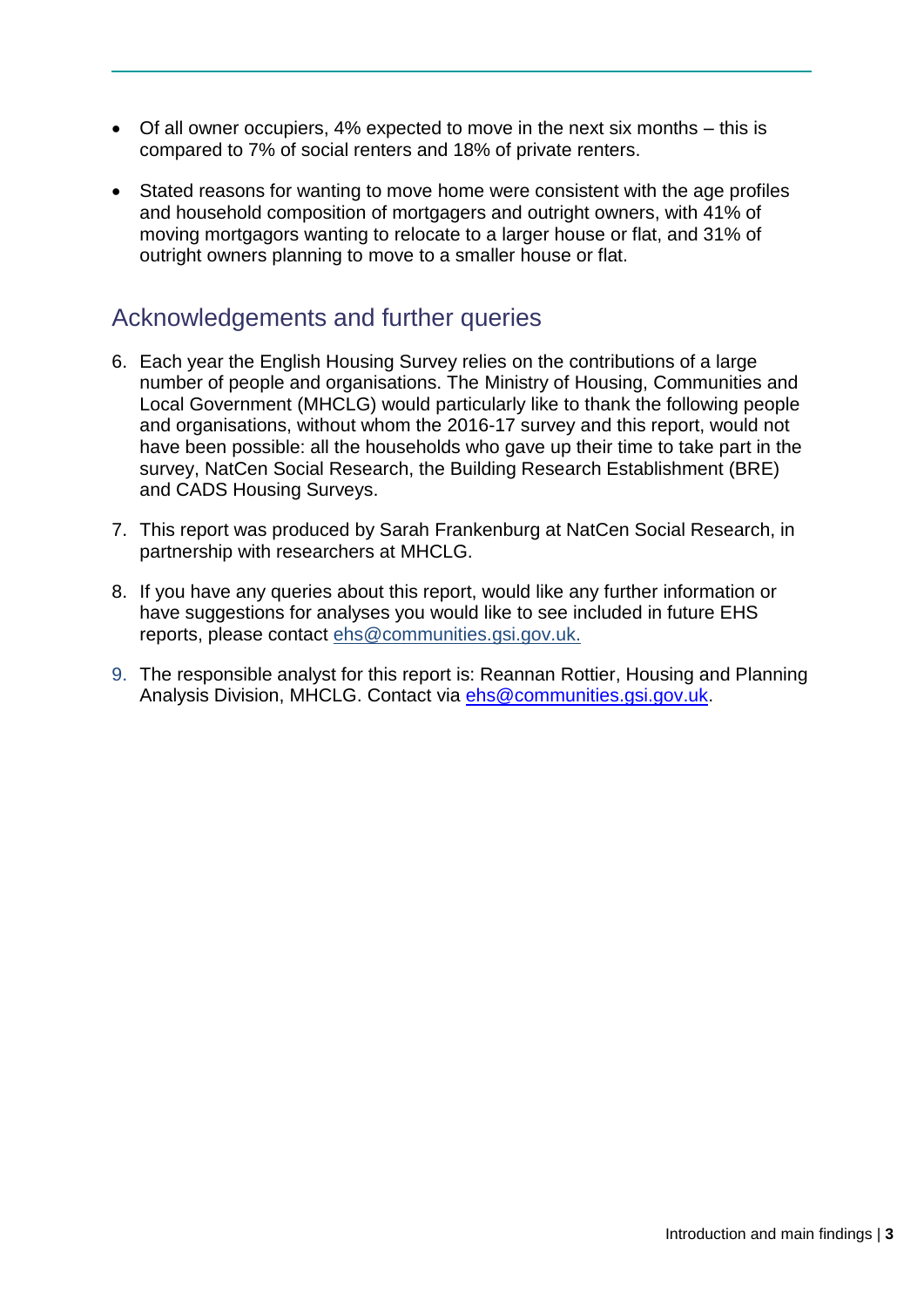- Of all owner occupiers, 4% expected to move in the next six months – this is compared to 7% of social renters and 18% of private renters.
- Stated reasons for wanting to move home were consistent with the age profiles and household composition of mortgagers and outright owners, with 41% of moving mortgagors wanting to relocate to a larger house or flat, and 31% of outright owners planning to move to a smaller house or flat.

## Acknowledgements and further queries

6. Each year the English Housing Survey relies on the contributions of a large number of people and organisations. The Ministry of Housing, Communities and Local Government (MHCLG) would particularly like to thank the following people and organisations, without whom the 2016-17 survey and this report, would not have been possible: all the households who gave up their time to take part in the survey, NatCen Social Research, the Building Research Establishment (BRE) and CADS Housing Surveys.
7. This report was produced by Sarah Frankenburg at NatCen Social Research, in partnership with researchers at MHCLG.
8. If you have any queries about this report, would like any further information or have suggestions for analyses you would like to see included in future EHS reports, please contact ehs@communities.gsi.gov.uk.
9. The responsible analyst for this report is: Reannan Rottier, Housing and Planning Analysis Division, MHCLG. Contact via ehs@communities.gsi.gov.uk.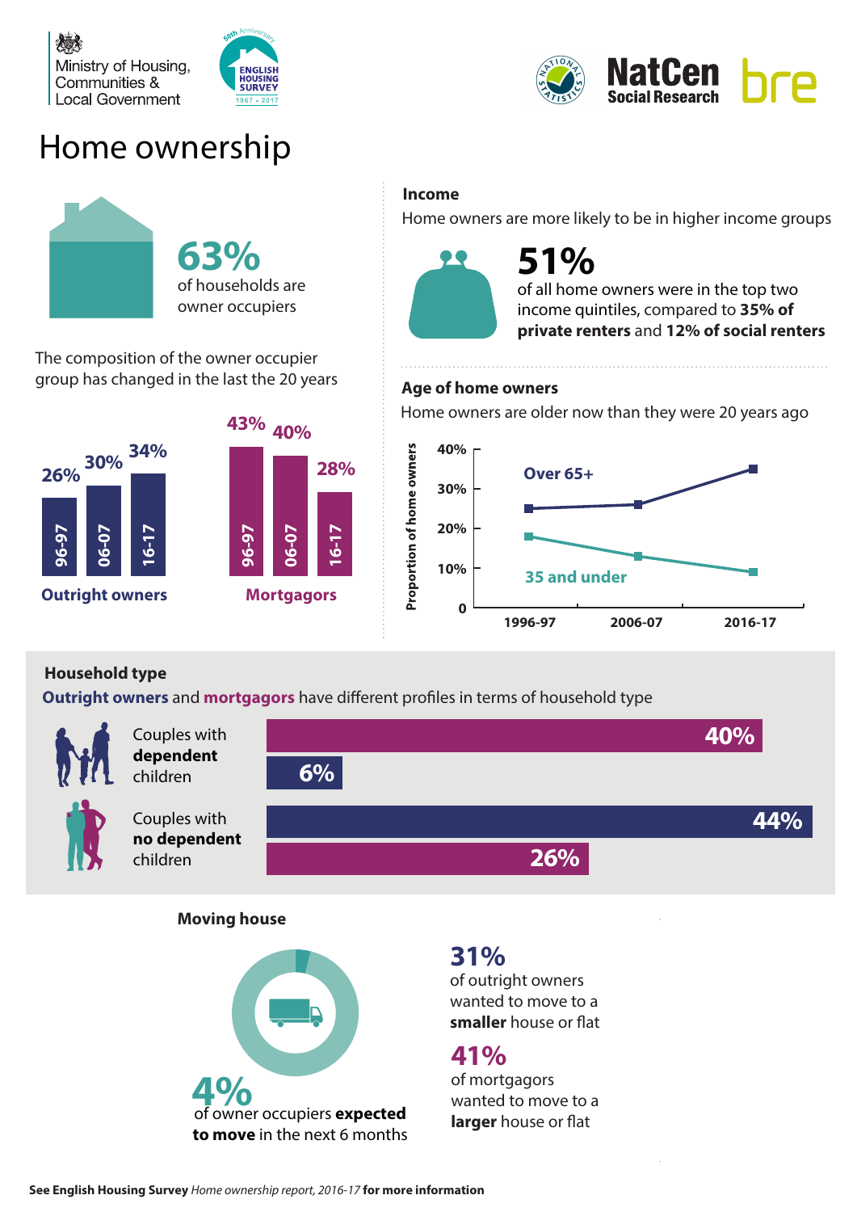Ministry of Housing, Communities & Local Government

ENGLISH HOUSING SURVEY 1967 - 2017 (50th Anniversary)

NatCen Social Research

bre

# Home ownership

**63%** of households are owner occupiers

The composition of the owner occupier group has changed in the last the 20 years

| | 96-97 | 06-07 | 16-17 |
|---|---|---|---|
| Outright owners | 26% | 30% | 34% |
| Mortgagors | 43% | 40% | 28% |

## Income

Home owners are more likely to be in higher income groups

**51%** of all home owners were in the top two income quintiles, compared to **35% of private renters** and **12% of social renters**

## Age of home owners

Home owners are older now than they were 20 years ago

| Proportion of home owners | 1996-97 | 2006-07 | 2016-17 |
|---|---|---|---|
| Over 65+ | 25% | 26% | 35% |
| 35 and under | 18% | 13% | 9% |

## Household type

**Outright owners** and **mortgagors** have different profiles in terms of household type

| | Mortgagors | Outright owners |
|---|---|---|
| Couples with **dependent** children | 40% | 6% |
| Couples with **no dependent** children | 26% | 44% |

## Moving house

**4%** of owner occupiers **expected to move** in the next 6 months

**31%** of outright owners wanted to move to a **smaller** house or flat

**41%** of mortgagors wanted to move to a **larger** house or flat

**See English Housing Survey** *Home ownership report, 2016-17* **for more information**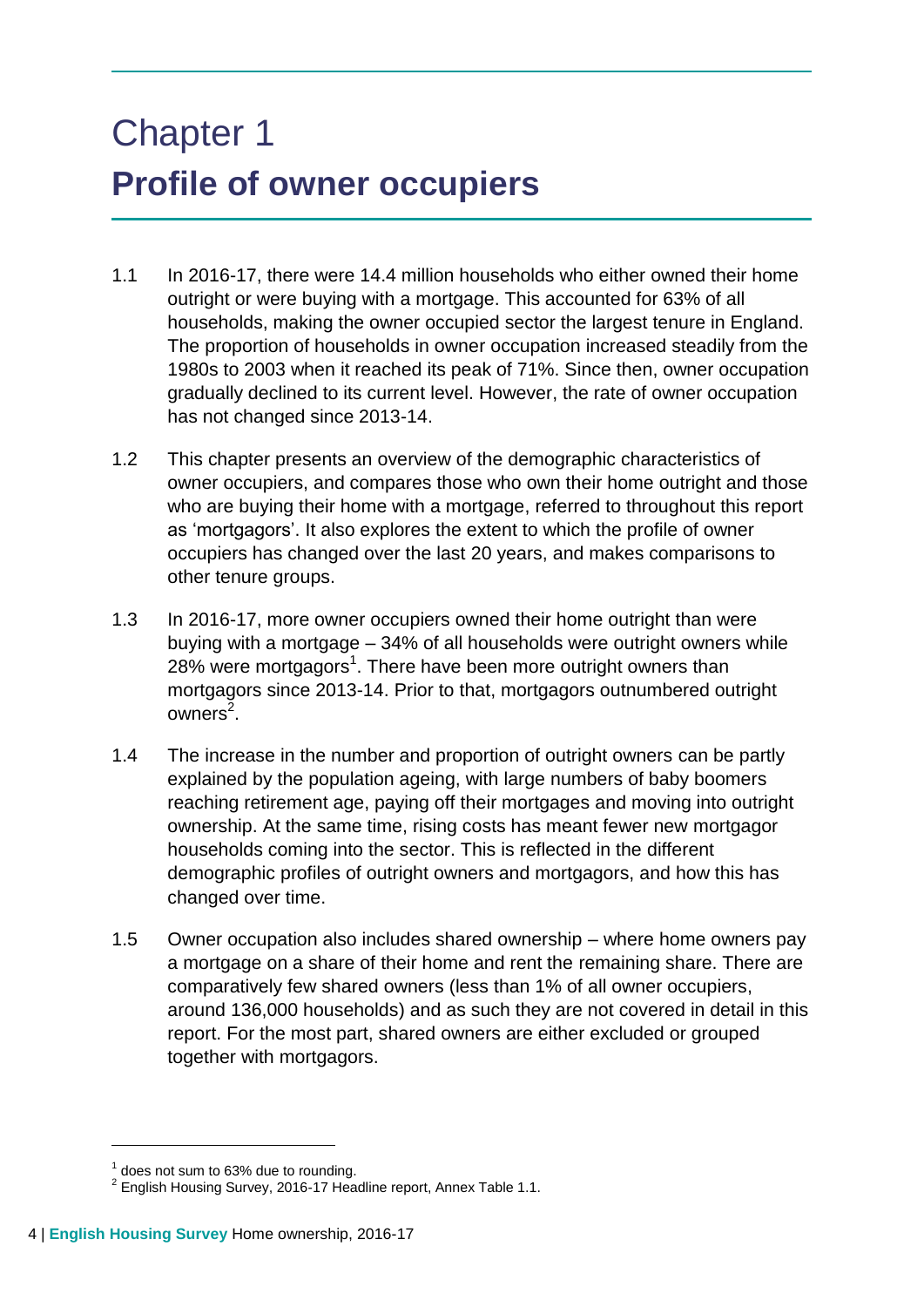# Chapter 1
# Profile of owner occupiers

1.1 In 2016-17, there were 14.4 million households who either owned their home outright or were buying with a mortgage. This accounted for 63% of all households, making the owner occupied sector the largest tenure in England. The proportion of households in owner occupation increased steadily from the 1980s to 2003 when it reached its peak of 71%. Since then, owner occupation gradually declined to its current level. However, the rate of owner occupation has not changed since 2013-14.

1.2 This chapter presents an overview of the demographic characteristics of owner occupiers, and compares those who own their home outright and those who are buying their home with a mortgage, referred to throughout this report as 'mortgagors'. It also explores the extent to which the profile of owner occupiers has changed over the last 20 years, and makes comparisons to other tenure groups.

1.3 In 2016-17, more owner occupiers owned their home outright than were buying with a mortgage – 34% of all households were outright owners while 28% were mortgagors[1]. There have been more outright owners than mortgagors since 2013-14. Prior to that, mortgagors outnumbered outright owners[2].

1.4 The increase in the number and proportion of outright owners can be partly explained by the population ageing, with large numbers of baby boomers reaching retirement age, paying off their mortgages and moving into outright ownership. At the same time, rising costs has meant fewer new mortgagor households coming into the sector. This is reflected in the different demographic profiles of outright owners and mortgagors, and how this has changed over time.

1.5 Owner occupation also includes shared ownership – where home owners pay a mortgage on a share of their home and rent the remaining share. There are comparatively few shared owners (less than 1% of all owner occupiers, around 136,000 households) and as such they are not covered in detail in this report. For the most part, shared owners are either excluded or grouped together with mortgagors.

---

[1] does not sum to 63% due to rounding.

[2] English Housing Survey, 2016-17 Headline report, Annex Table 1.1.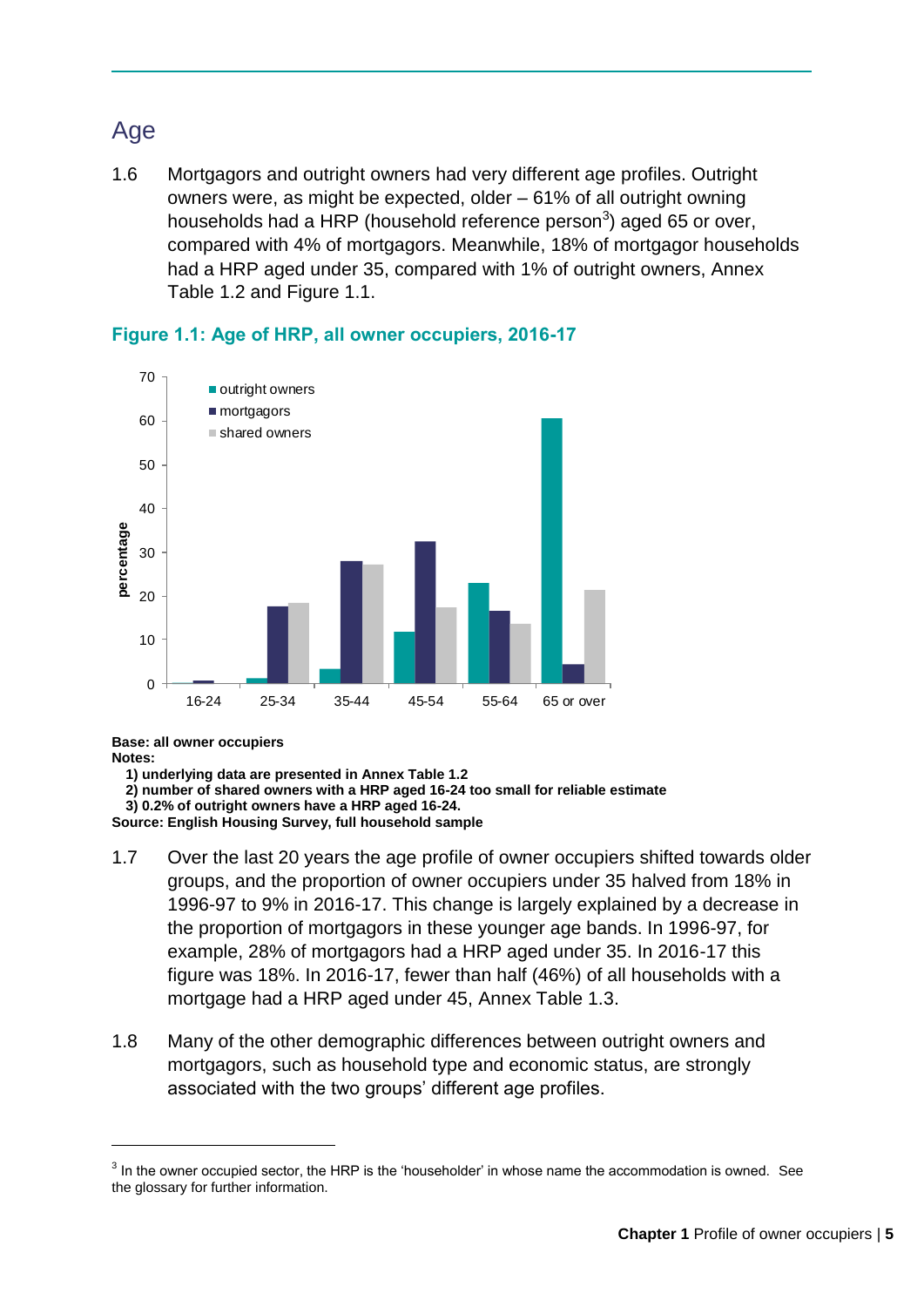## Age

1.6 Mortgagors and outright owners had very different age profiles. Outright owners were, as might be expected, older – 61% of all outright owning households had a HRP (household reference person[3]) aged 65 or over, compared with 4% of mortgagors. Meanwhile, 18% of mortgagor households had a HRP aged under 35, compared with 1% of outright owners, Annex Table 1.2 and Figure 1.1.

**Figure 1.1: Age of HRP, all owner occupiers, 2016-17**

**Base: all owner occupiers**
**Notes:**
**1) underlying data are presented in Annex Table 1.2**
**2) number of shared owners with a HRP aged 16-24 too small for reliable estimate**
**3) 0.2% of outright owners have a HRP aged 16-24.**
**Source: English Housing Survey, full household sample**

1.7 Over the last 20 years the age profile of owner occupiers shifted towards older groups, and the proportion of owner occupiers under 35 halved from 18% in 1996-97 to 9% in 2016-17. This change is largely explained by a decrease in the proportion of mortgagors in these younger age bands. In 1996-97, for example, 28% of mortgagors had a HRP aged under 35. In 2016-17 this figure was 18%. In 2016-17, fewer than half (46%) of all households with a mortgage had a HRP aged under 45, Annex Table 1.3.

1.8 Many of the other demographic differences between outright owners and mortgagors, such as household type and economic status, are strongly associated with the two groups' different age profiles.

[3] In the owner occupied sector, the HRP is the 'householder' in whose name the accommodation is owned. See the glossary for further information.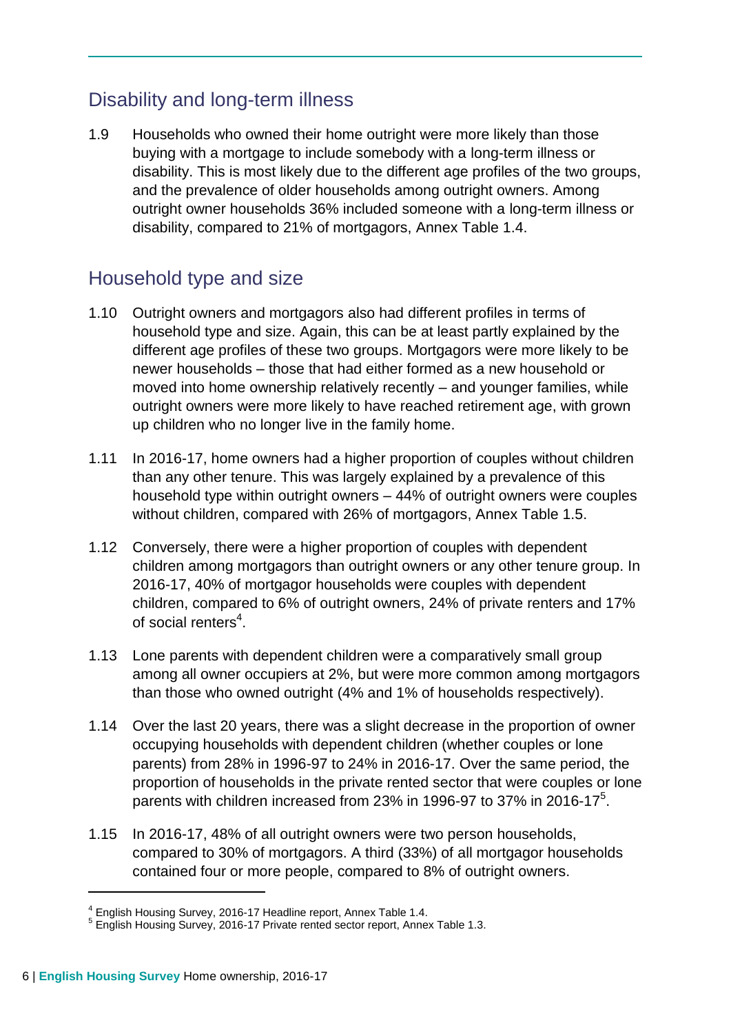## Disability and long-term illness

1.9 Households who owned their home outright were more likely than those buying with a mortgage to include somebody with a long-term illness or disability. This is most likely due to the different age profiles of the two groups, and the prevalence of older households among outright owners. Among outright owner households 36% included someone with a long-term illness or disability, compared to 21% of mortgagors, Annex Table 1.4.

## Household type and size

1.10 Outright owners and mortgagors also had different profiles in terms of household type and size. Again, this can be at least partly explained by the different age profiles of these two groups. Mortgagors were more likely to be newer households – those that had either formed as a new household or moved into home ownership relatively recently – and younger families, while outright owners were more likely to have reached retirement age, with grown up children who no longer live in the family home.

1.11 In 2016-17, home owners had a higher proportion of couples without children than any other tenure. This was largely explained by a prevalence of this household type within outright owners – 44% of outright owners were couples without children, compared with 26% of mortgagors, Annex Table 1.5.

1.12 Conversely, there were a higher proportion of couples with dependent children among mortgagors than outright owners or any other tenure group. In 2016-17, 40% of mortgagor households were couples with dependent children, compared to 6% of outright owners, 24% of private renters and 17% of social renters[4].

1.13 Lone parents with dependent children were a comparatively small group among all owner occupiers at 2%, but were more common among mortgagors than those who owned outright (4% and 1% of households respectively).

1.14 Over the last 20 years, there was a slight decrease in the proportion of owner occupying households with dependent children (whether couples or lone parents) from 28% in 1996-97 to 24% in 2016-17. Over the same period, the proportion of households in the private rented sector that were couples or lone parents with children increased from 23% in 1996-97 to 37% in 2016-17[5].

1.15 In 2016-17, 48% of all outright owners were two person households, compared to 30% of mortgagors. A third (33%) of all mortgagor households contained four or more people, compared to 8% of outright owners.

[4] English Housing Survey, 2016-17 Headline report, Annex Table 1.4.

[5] English Housing Survey, 2016-17 Private rented sector report, Annex Table 1.3.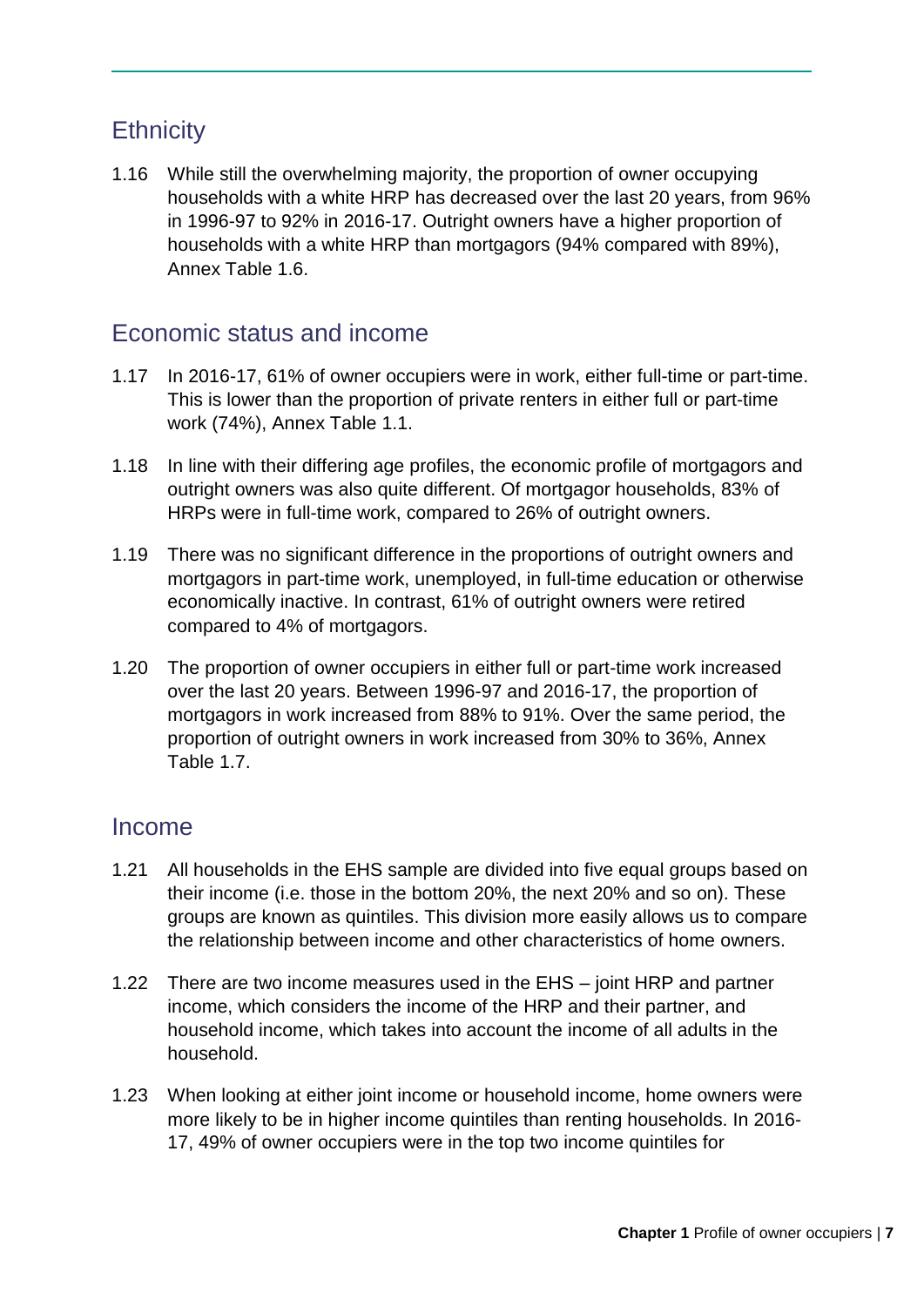## Ethnicity

1.16 While still the overwhelming majority, the proportion of owner occupying households with a white HRP has decreased over the last 20 years, from 96% in 1996-97 to 92% in 2016-17. Outright owners have a higher proportion of households with a white HRP than mortgagors (94% compared with 89%), Annex Table 1.6.

## Economic status and income

1.17 In 2016-17, 61% of owner occupiers were in work, either full-time or part-time. This is lower than the proportion of private renters in either full or part-time work (74%), Annex Table 1.1.

1.18 In line with their differing age profiles, the economic profile of mortgagors and outright owners was also quite different. Of mortgagor households, 83% of HRPs were in full-time work, compared to 26% of outright owners.

1.19 There was no significant difference in the proportions of outright owners and mortgagors in part-time work, unemployed, in full-time education or otherwise economically inactive. In contrast, 61% of outright owners were retired compared to 4% of mortgagors.

1.20 The proportion of owner occupiers in either full or part-time work increased over the last 20 years. Between 1996-97 and 2016-17, the proportion of mortgagors in work increased from 88% to 91%. Over the same period, the proportion of outright owners in work increased from 30% to 36%, Annex Table 1.7.

## Income

1.21 All households in the EHS sample are divided into five equal groups based on their income (i.e. those in the bottom 20%, the next 20% and so on). These groups are known as quintiles. This division more easily allows us to compare the relationship between income and other characteristics of home owners.

1.22 There are two income measures used in the EHS – joint HRP and partner income, which considers the income of the HRP and their partner, and household income, which takes into account the income of all adults in the household.

1.23 When looking at either joint income or household income, home owners were more likely to be in higher income quintiles than renting households. In 2016-17, 49% of owner occupiers were in the top two income quintiles for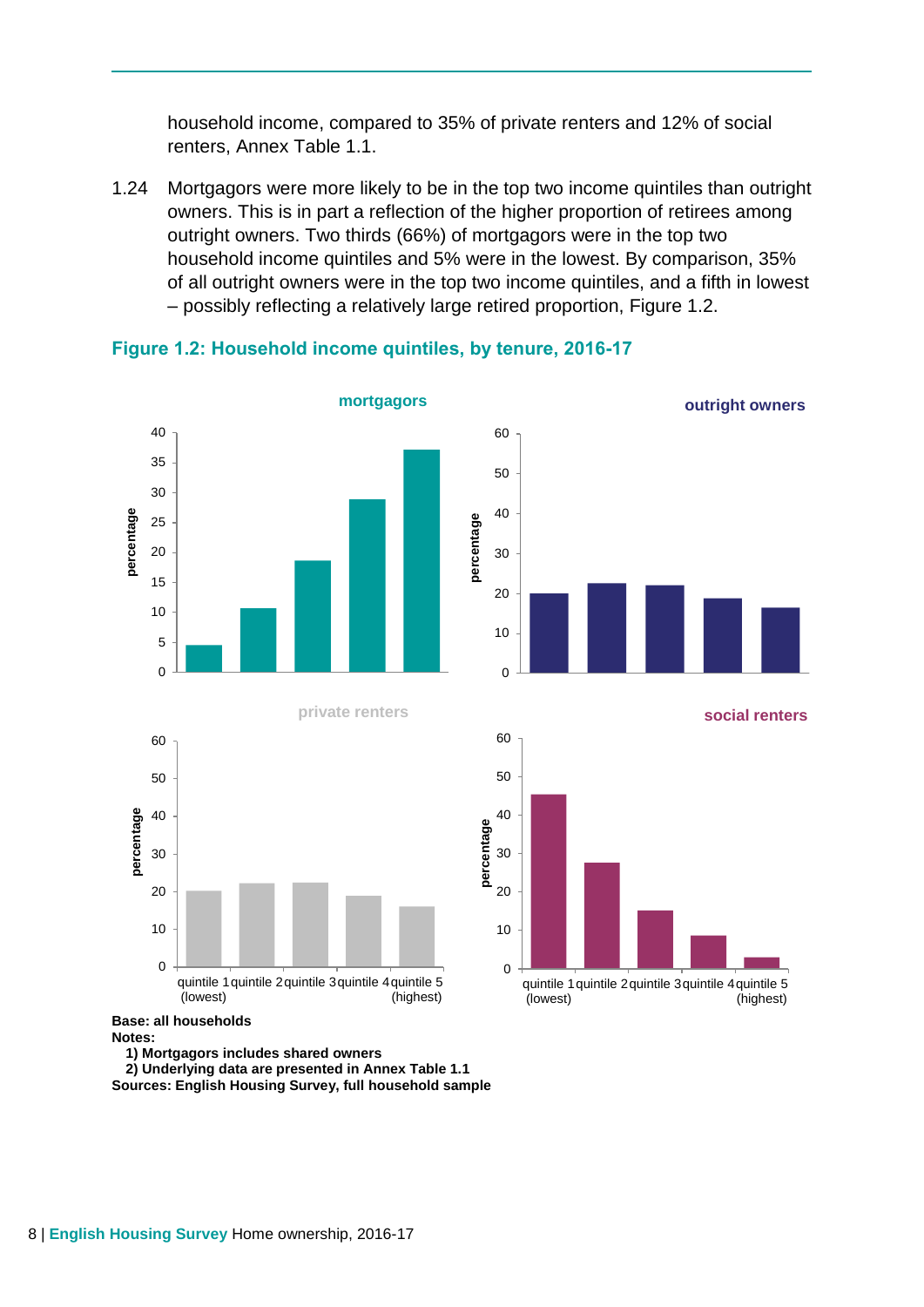household income, compared to 35% of private renters and 12% of social renters, Annex Table 1.1.

1.24 Mortgagors were more likely to be in the top two income quintiles than outright owners. This is in part a reflection of the higher proportion of retirees among outright owners. Two thirds (66%) of mortgagors were in the top two household income quintiles and 5% were in the lowest. By comparison, 35% of all outright owners were in the top two income quintiles, and a fifth in lowest – possibly reflecting a relatively large retired proportion, Figure 1.2.

### Figure 1.2: Household income quintiles, by tenure, 2016-17

**Base: all households**
**Notes:**
1) Mortgagors includes shared owners
2) Underlying data are presented in Annex Table 1.1

**Sources: English Housing Survey, full household sample**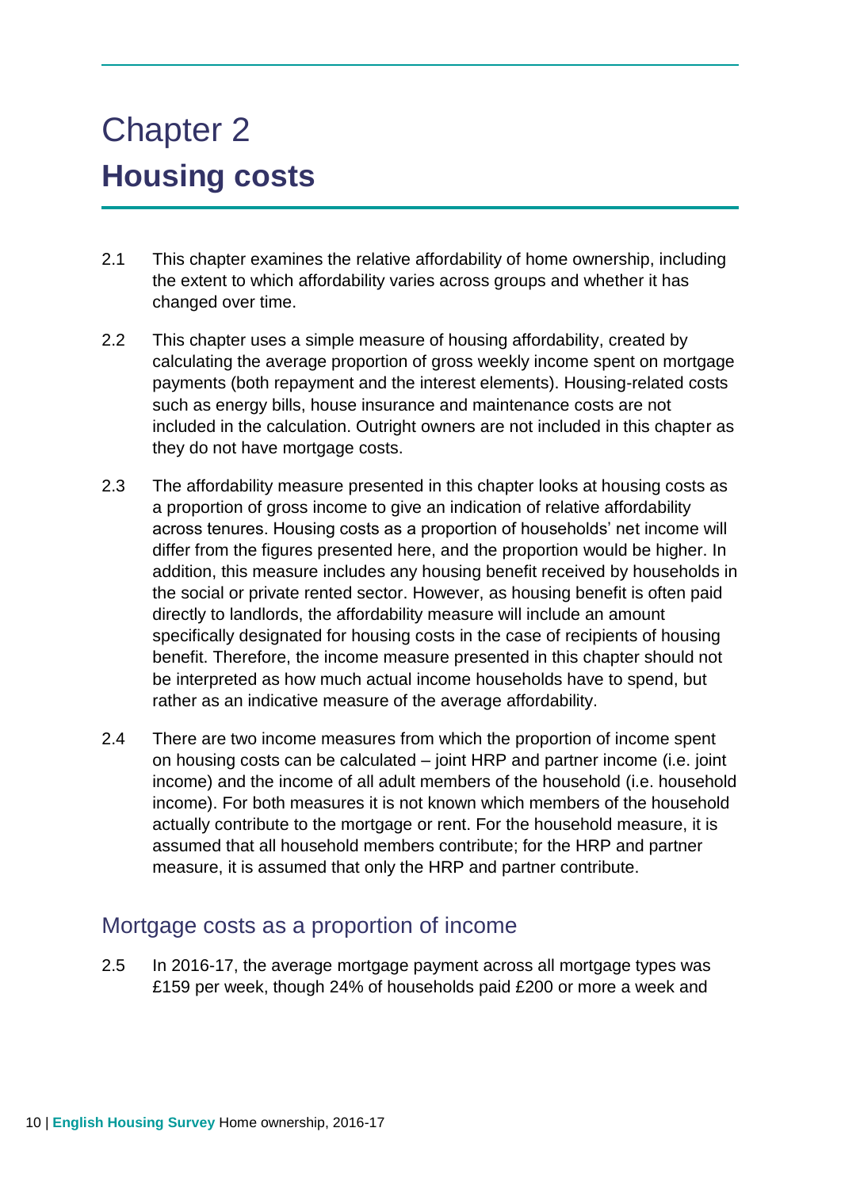# Chapter 2
# **Housing costs**

2.1 This chapter examines the relative affordability of home ownership, including the extent to which affordability varies across groups and whether it has changed over time.

2.2 This chapter uses a simple measure of housing affordability, created by calculating the average proportion of gross weekly income spent on mortgage payments (both repayment and the interest elements). Housing-related costs such as energy bills, house insurance and maintenance costs are not included in the calculation. Outright owners are not included in this chapter as they do not have mortgage costs.

2.3 The affordability measure presented in this chapter looks at housing costs as a proportion of gross income to give an indication of relative affordability across tenures. Housing costs as a proportion of households' net income will differ from the figures presented here, and the proportion would be higher. In addition, this measure includes any housing benefit received by households in the social or private rented sector. However, as housing benefit is often paid directly to landlords, the affordability measure will include an amount specifically designated for housing costs in the case of recipients of housing benefit. Therefore, the income measure presented in this chapter should not be interpreted as how much actual income households have to spend, but rather as an indicative measure of the average affordability.

2.4 There are two income measures from which the proportion of income spent on housing costs can be calculated – joint HRP and partner income (i.e. joint income) and the income of all adult members of the household (i.e. household income). For both measures it is not known which members of the household actually contribute to the mortgage or rent. For the household measure, it is assumed that all household members contribute; for the HRP and partner measure, it is assumed that only the HRP and partner contribute.

## Mortgage costs as a proportion of income

2.5 In 2016-17, the average mortgage payment across all mortgage types was £159 per week, though 24% of households paid £200 or more a week and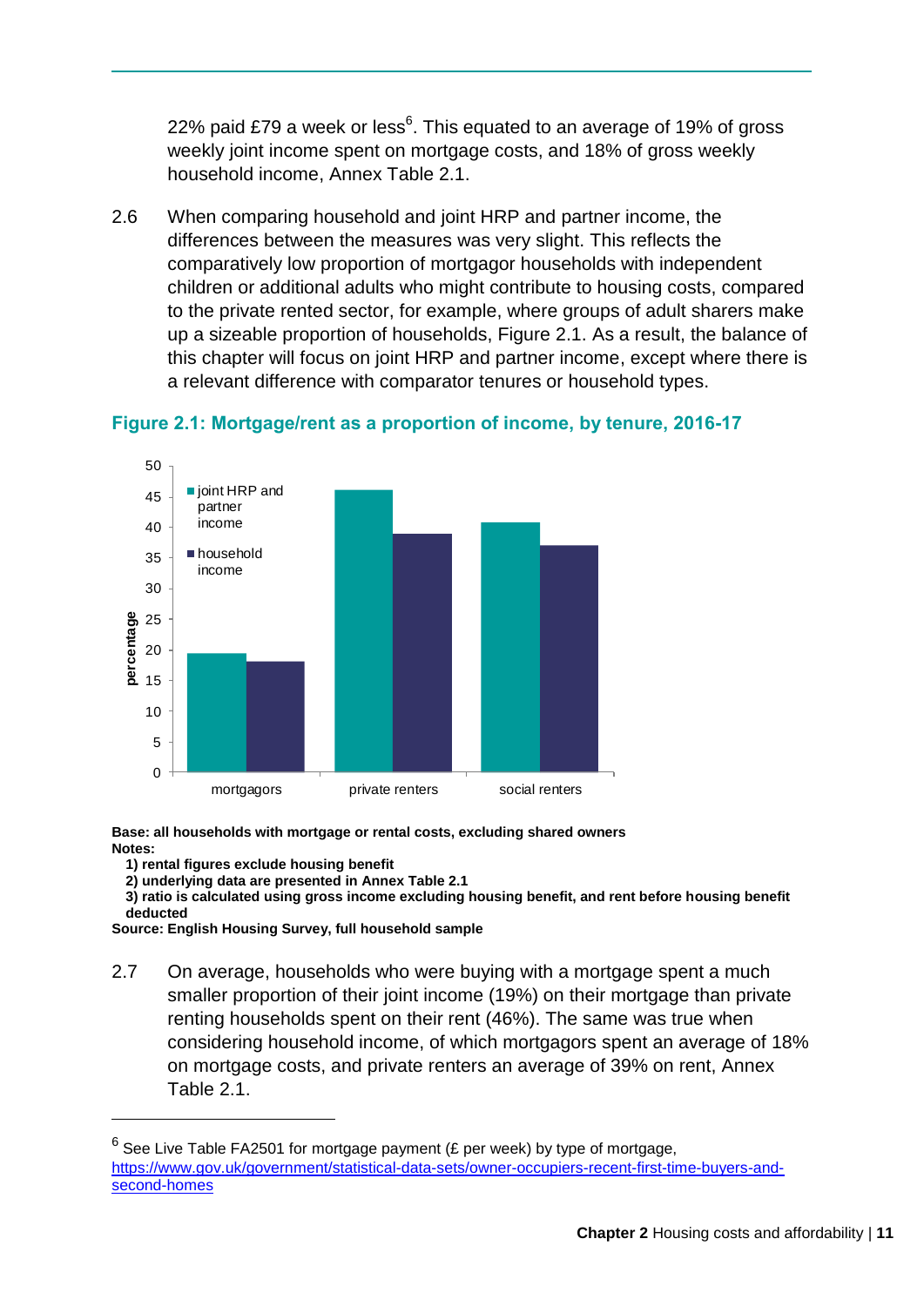22% paid £79 a week or less[6]. This equated to an average of 19% of gross weekly joint income spent on mortgage costs, and 18% of gross weekly household income, Annex Table 2.1.

2.6 When comparing household and joint HRP and partner income, the differences between the measures was very slight. This reflects the comparatively low proportion of mortgagor households with independent children or additional adults who might contribute to housing costs, compared to the private rented sector, for example, where groups of adult sharers make up a sizeable proportion of households, Figure 2.1. As a result, the balance of this chapter will focus on joint HRP and partner income, except where there is a relevant difference with comparator tenures or household types.

### Figure 2.1: Mortgage/rent as a proportion of income, by tenure, 2016-17

**Base: all households with mortgage or rental costs, excluding shared owners**
**Notes:**
1) rental figures exclude housing benefit
2) underlying data are presented in Annex Table 2.1
3) ratio is calculated using gross income excluding housing benefit, and rent before housing benefit deducted
**Source: English Housing Survey, full household sample**

2.7 On average, households who were buying with a mortgage spent a much smaller proportion of their joint income (19%) on their mortgage than private renting households spent on their rent (46%). The same was true when considering household income, of which mortgagors spent an average of 18% on mortgage costs, and private renters an average of 39% on rent, Annex Table 2.1.

[6] See Live Table FA2501 for mortgage payment (£ per week) by type of mortgage, https://www.gov.uk/government/statistical-data-sets/owner-occupiers-recent-first-time-buyers-and-second-homes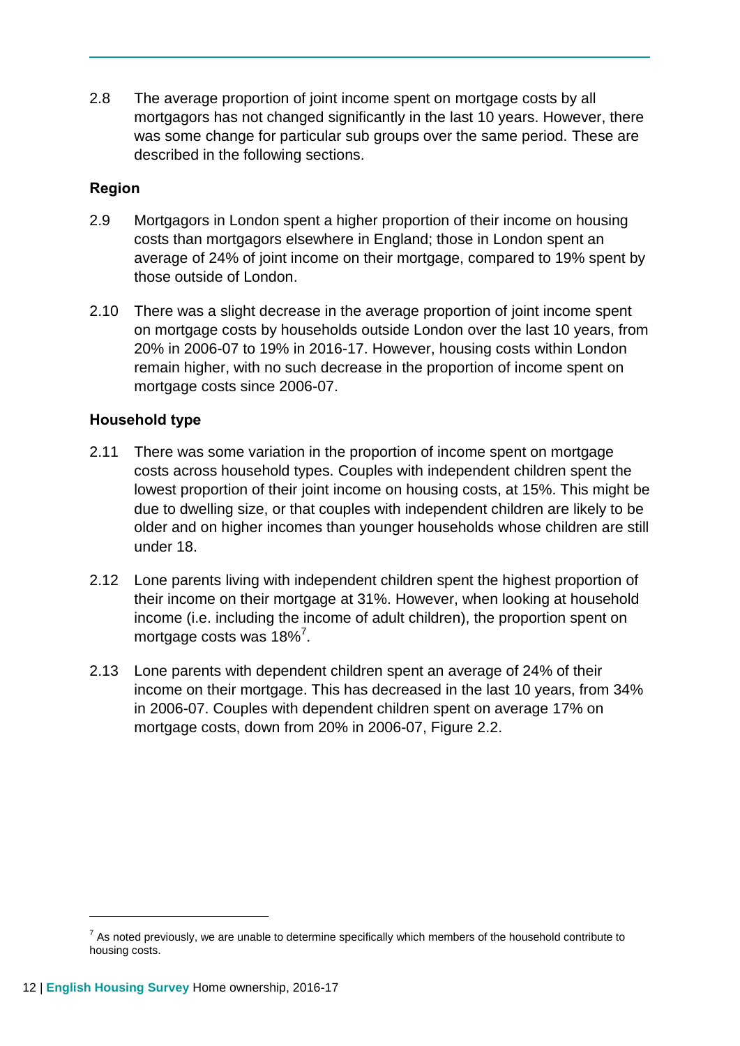2.8 The average proportion of joint income spent on mortgage costs by all mortgagors has not changed significantly in the last 10 years. However, there was some change for particular sub groups over the same period. These are described in the following sections.

**Region**

2.9 Mortgagors in London spent a higher proportion of their income on housing costs than mortgagors elsewhere in England; those in London spent an average of 24% of joint income on their mortgage, compared to 19% spent by those outside of London.

2.10 There was a slight decrease in the average proportion of joint income spent on mortgage costs by households outside London over the last 10 years, from 20% in 2006-07 to 19% in 2016-17. However, housing costs within London remain higher, with no such decrease in the proportion of income spent on mortgage costs since 2006-07.

**Household type**

2.11 There was some variation in the proportion of income spent on mortgage costs across household types. Couples with independent children spent the lowest proportion of their joint income on housing costs, at 15%. This might be due to dwelling size, or that couples with independent children are likely to be older and on higher incomes than younger households whose children are still under 18.

2.12 Lone parents living with independent children spent the highest proportion of their income on their mortgage at 31%. However, when looking at household income (i.e. including the income of adult children), the proportion spent on mortgage costs was 18%[7].

2.13 Lone parents with dependent children spent an average of 24% of their income on their mortgage. This has decreased in the last 10 years, from 34% in 2006-07. Couples with dependent children spent on average 17% on mortgage costs, down from 20% in 2006-07, Figure 2.2.

[7] As noted previously, we are unable to determine specifically which members of the household contribute to housing costs.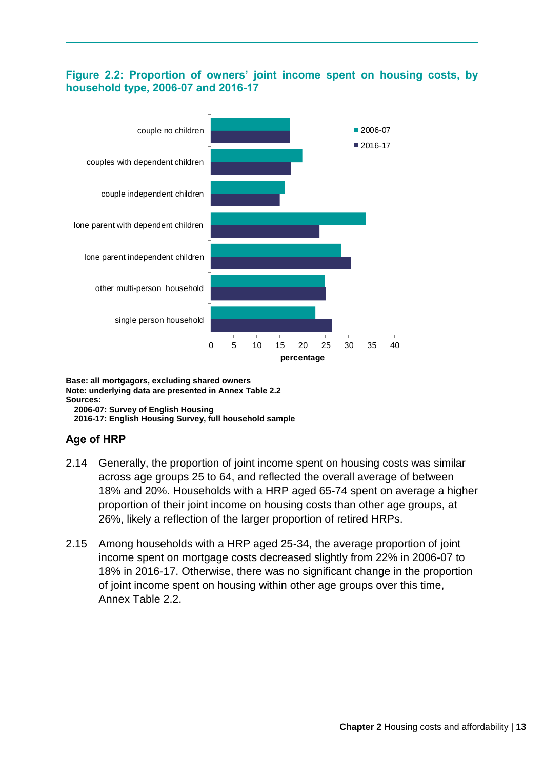**Figure 2.2: Proportion of owners' joint income spent on housing costs, by household type, 2006-07 and 2016-17**

**Base: all mortgagors, excluding shared owners**
**Note: underlying data are presented in Annex Table 2.2**
**Sources:**
**2006-07: Survey of English Housing**
**2016-17: English Housing Survey, full household sample**

## Age of HRP

2.14 Generally, the proportion of joint income spent on housing costs was similar across age groups 25 to 64, and reflected the overall average of between 18% and 20%. Households with a HRP aged 65-74 spent on average a higher proportion of their joint income on housing costs than other age groups, at 26%, likely a reflection of the larger proportion of retired HRPs.

2.15 Among households with a HRP aged 25-34, the average proportion of joint income spent on mortgage costs decreased slightly from 22% in 2006-07 to 18% in 2016-17. Otherwise, there was no significant change in the proportion of joint income spent on housing within other age groups over this time, Annex Table 2.2.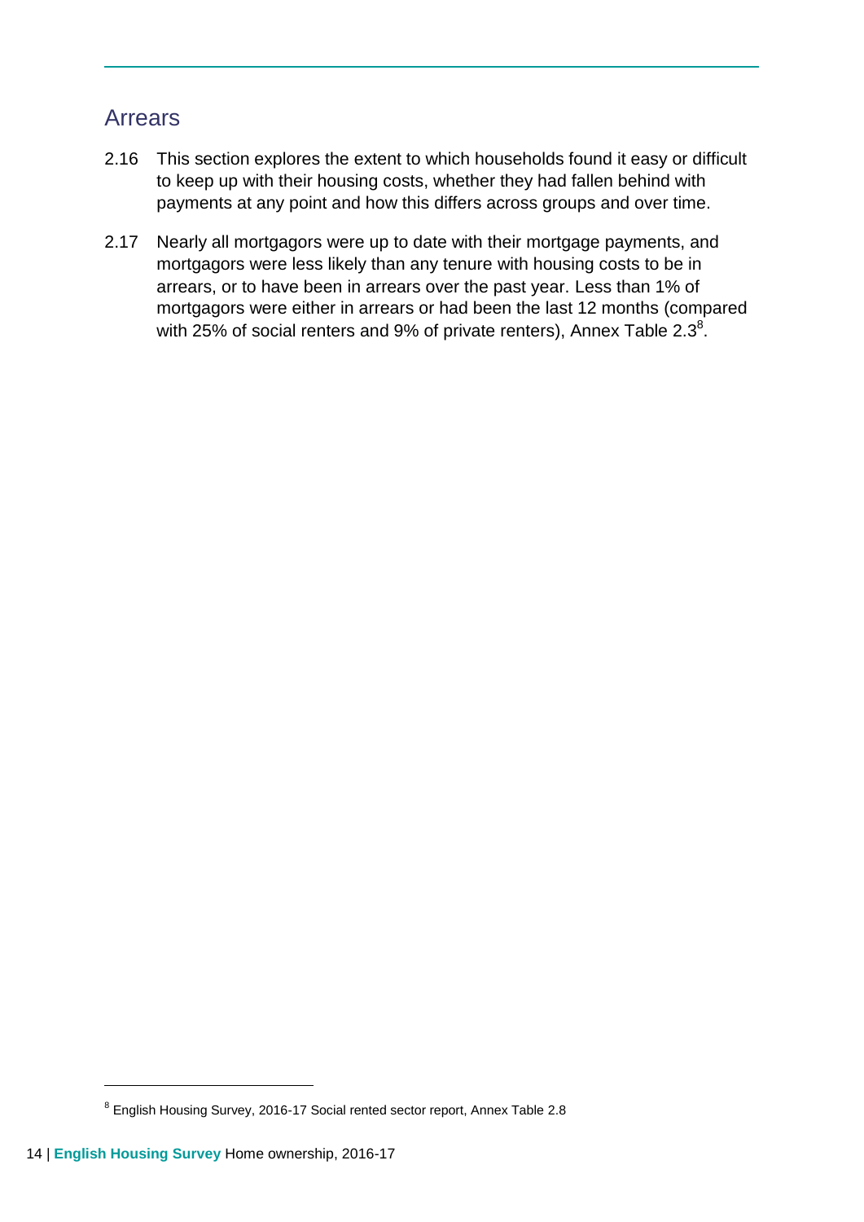## Arrears

2.16 This section explores the extent to which households found it easy or difficult to keep up with their housing costs, whether they had fallen behind with payments at any point and how this differs across groups and over time.

2.17 Nearly all mortgagors were up to date with their mortgage payments, and mortgagors were less likely than any tenure with housing costs to be in arrears, or to have been in arrears over the past year. Less than 1% of mortgagors were either in arrears or had been the last 12 months (compared with 25% of social renters and 9% of private renters), Annex Table 2.3[8].

[8] English Housing Survey, 2016-17 Social rented sector report, Annex Table 2.8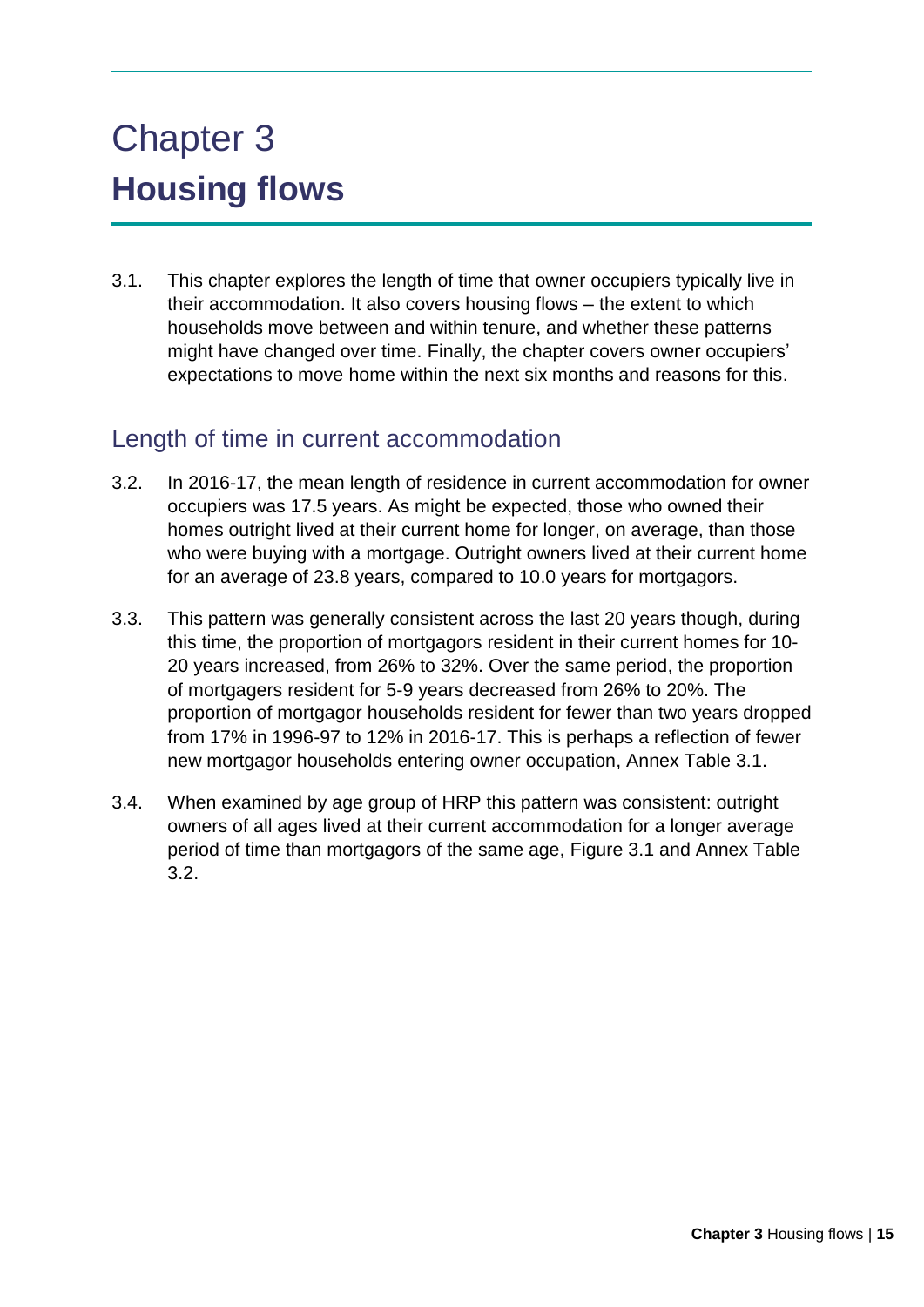# Chapter 3
# **Housing flows**

3.1. This chapter explores the length of time that owner occupiers typically live in their accommodation. It also covers housing flows – the extent to which households move between and within tenure, and whether these patterns might have changed over time. Finally, the chapter covers owner occupiers' expectations to move home within the next six months and reasons for this.

## Length of time in current accommodation

3.2. In 2016-17, the mean length of residence in current accommodation for owner occupiers was 17.5 years. As might be expected, those who owned their homes outright lived at their current home for longer, on average, than those who were buying with a mortgage. Outright owners lived at their current home for an average of 23.8 years, compared to 10.0 years for mortgagors.

3.3. This pattern was generally consistent across the last 20 years though, during this time, the proportion of mortgagors resident in their current homes for 10-20 years increased, from 26% to 32%. Over the same period, the proportion of mortgagers resident for 5-9 years decreased from 26% to 20%. The proportion of mortgagor households resident for fewer than two years dropped from 17% in 1996-97 to 12% in 2016-17. This is perhaps a reflection of fewer new mortgagor households entering owner occupation, Annex Table 3.1.

3.4. When examined by age group of HRP this pattern was consistent: outright owners of all ages lived at their current accommodation for a longer average period of time than mortgagors of the same age, Figure 3.1 and Annex Table 3.2.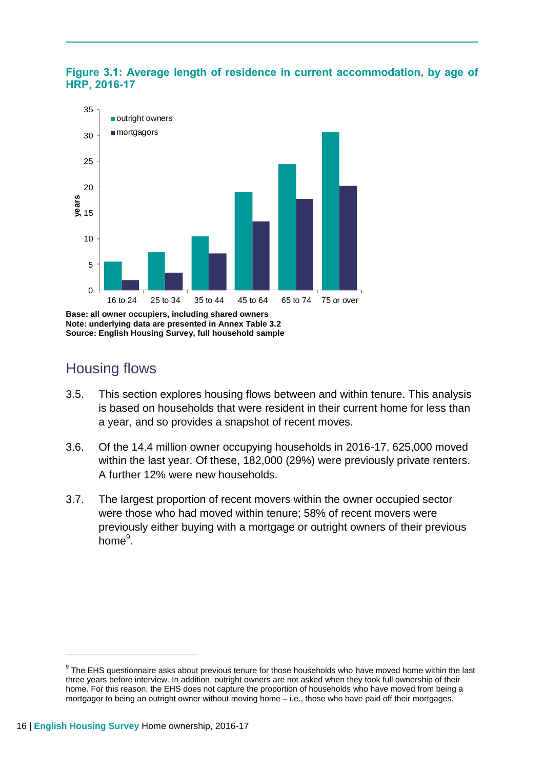**Figure 3.1: Average length of residence in current accommodation, by age of HRP, 2016-17**

**Base: all owner occupiers, including shared owners**
**Note: underlying data are presented in Annex Table 3.2**
**Source: English Housing Survey, full household sample**

## Housing flows

3.5. This section explores housing flows between and within tenure. This analysis is based on households that were resident in their current home for less than a year, and so provides a snapshot of recent moves.

3.6. Of the 14.4 million owner occupying households in 2016-17, 625,000 moved within the last year. Of these, 182,000 (29%) were previously private renters. A further 12% were new households.

3.7. The largest proportion of recent movers within the owner occupied sector were those who had moved within tenure; 58% of recent movers were previously either buying with a mortgage or outright owners of their previous home[9].

[9] The EHS questionnaire asks about previous tenure for those households who have moved home within the last three years before interview. In addition, outright owners are not asked when they took full ownership of their home. For this reason, the EHS does not capture the proportion of households who have moved from being a mortgagor to being an outright owner without moving home – i.e., those who have paid off their mortgages.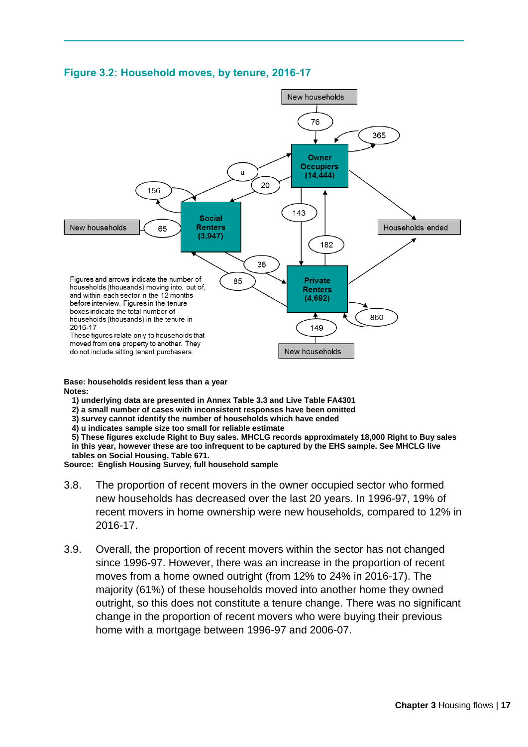### Figure 3.2: Household moves, by tenure, 2016-17

New households

76

365

Owner Occupiers (14,444)

u

20

156

143

Social Renters (3,947)

New households

65

182

Households ended

36

85

Private Renters (4,692)

860

149

New households

Figures and arrows indicate the number of households (thousands) moving into, out of, and within each sector in the 12 months before interview. Figures in the tenure boxes indicate the total number of households (thousands) in the tenure in 2016-17
These figures relate only to households that moved from one property to another. They do not include sitting tenant purchasers.

**Base: households resident less than a year**
**Notes:**

1) **underlying data are presented in Annex Table 3.3 and Live Table FA4301**
2) **a small number of cases with inconsistent responses have been omitted**
3) **survey cannot identify the number of households which have ended**
4) **u indicates sample size too small for reliable estimate**
5) **These figures exclude Right to Buy sales. MHCLG records approximately 18,000 Right to Buy sales in this year, however these are too infrequent to be captured by the EHS sample. See MHCLG live tables on Social Housing, Table 671.**

**Source: English Housing Survey, full household sample**

3.8. The proportion of recent movers in the owner occupied sector who formed new households has decreased over the last 20 years. In 1996-97, 19% of recent movers in home ownership were new households, compared to 12% in 2016-17.

3.9. Overall, the proportion of recent movers within the sector has not changed since 1996-97. However, there was an increase in the proportion of recent moves from a home owned outright (from 12% to 24% in 2016-17). The majority (61%) of these households moved into another home they owned outright, so this does not constitute a tenure change. There was no significant change in the proportion of recent movers who were buying their previous home with a mortgage between 1996-97 and 2006-07.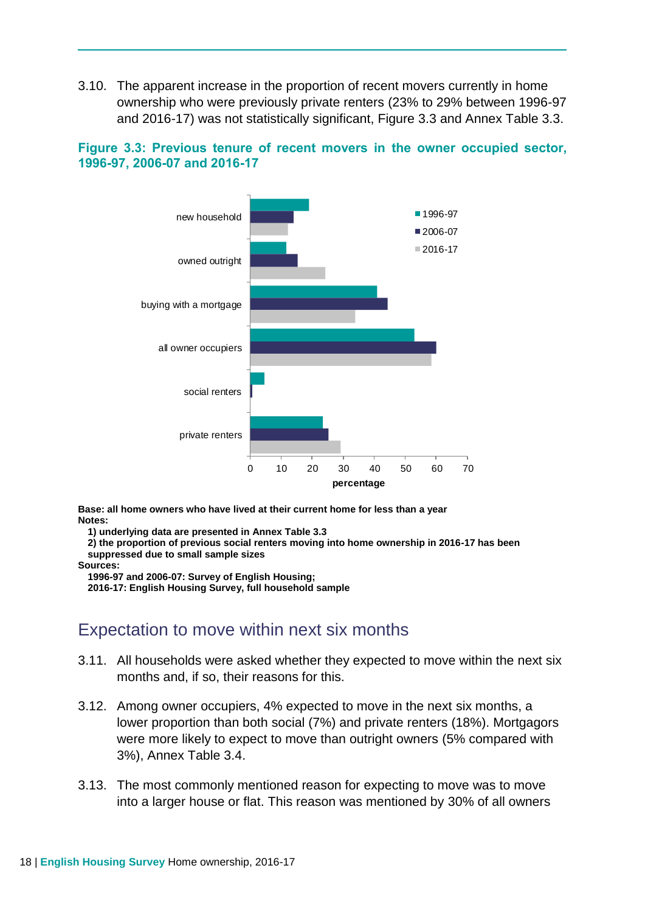3.10. The apparent increase in the proportion of recent movers currently in home ownership who were previously private renters (23% to 29% between 1996-97 and 2016-17) was not statistically significant, Figure 3.3 and Annex Table 3.3.

**Figure 3.3: Previous tenure of recent movers in the owner occupied sector, 1996-97, 2006-07 and 2016-17**

**Base: all home owners who have lived at their current home for less than a year**
**Notes:**
**1) underlying data are presented in Annex Table 3.3**
**2) the proportion of previous social renters moving into home ownership in 2016-17 has been suppressed due to small sample sizes**
**Sources:**
**1996-97 and 2006-07: Survey of English Housing;**
**2016-17: English Housing Survey, full household sample**

## Expectation to move within next six months

3.11. All households were asked whether they expected to move within the next six months and, if so, their reasons for this.

3.12. Among owner occupiers, 4% expected to move in the next six months, a lower proportion than both social (7%) and private renters (18%). Mortgagors were more likely to expect to move than outright owners (5% compared with 3%), Annex Table 3.4.

3.13. The most commonly mentioned reason for expecting to move was to move into a larger house or flat. This reason was mentioned by 30% of all owners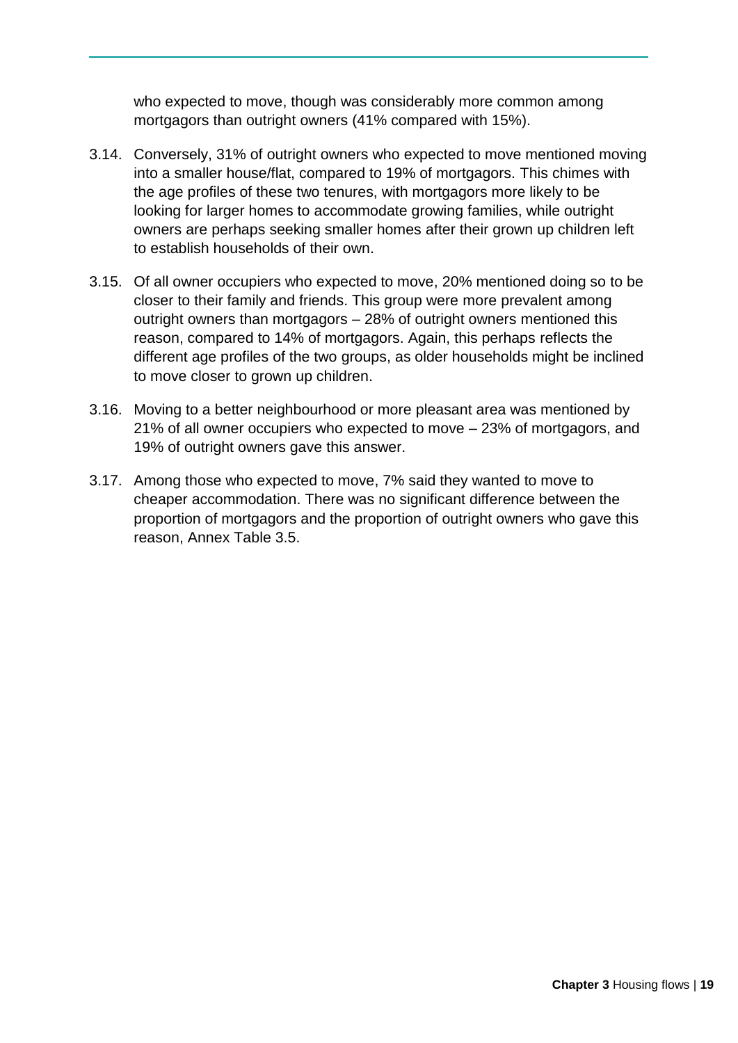who expected to move, though was considerably more common among mortgagors than outright owners (41% compared with 15%).

3.14. Conversely, 31% of outright owners who expected to move mentioned moving into a smaller house/flat, compared to 19% of mortgagors. This chimes with the age profiles of these two tenures, with mortgagors more likely to be looking for larger homes to accommodate growing families, while outright owners are perhaps seeking smaller homes after their grown up children left to establish households of their own.

3.15. Of all owner occupiers who expected to move, 20% mentioned doing so to be closer to their family and friends. This group were more prevalent among outright owners than mortgagors – 28% of outright owners mentioned this reason, compared to 14% of mortgagors. Again, this perhaps reflects the different age profiles of the two groups, as older households might be inclined to move closer to grown up children.

3.16. Moving to a better neighbourhood or more pleasant area was mentioned by 21% of all owner occupiers who expected to move – 23% of mortgagors, and 19% of outright owners gave this answer.

3.17. Among those who expected to move, 7% said they wanted to move to cheaper accommodation. There was no significant difference between the proportion of mortgagors and the proportion of outright owners who gave this reason, Annex Table 3.5.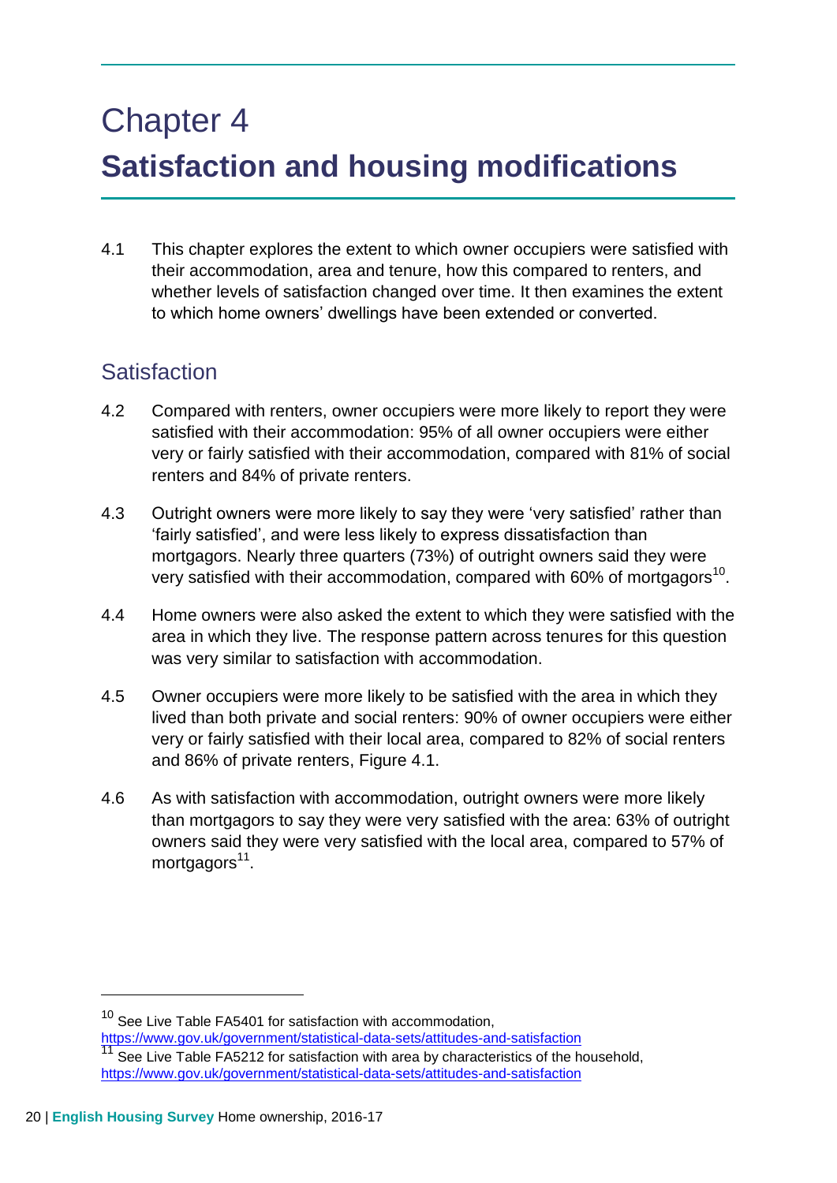# Chapter 4

# Satisfaction and housing modifications

4.1 This chapter explores the extent to which owner occupiers were satisfied with their accommodation, area and tenure, how this compared to renters, and whether levels of satisfaction changed over time. It then examines the extent to which home owners' dwellings have been extended or converted.

## Satisfaction

4.2 Compared with renters, owner occupiers were more likely to report they were satisfied with their accommodation: 95% of all owner occupiers were either very or fairly satisfied with their accommodation, compared with 81% of social renters and 84% of private renters.

4.3 Outright owners were more likely to say they were 'very satisfied' rather than 'fairly satisfied', and were less likely to express dissatisfaction than mortgagors. Nearly three quarters (73%) of outright owners said they were very satisfied with their accommodation, compared with 60% of mortgagors[10].

4.4 Home owners were also asked the extent to which they were satisfied with the area in which they live. The response pattern across tenures for this question was very similar to satisfaction with accommodation.

4.5 Owner occupiers were more likely to be satisfied with the area in which they lived than both private and social renters: 90% of owner occupiers were either very or fairly satisfied with their local area, compared to 82% of social renters and 86% of private renters, Figure 4.1.

4.6 As with satisfaction with accommodation, outright owners were more likely than mortgagors to say they were very satisfied with the area: 63% of outright owners said they were very satisfied with the local area, compared to 57% of mortgagors[11].

---

[10] See Live Table FA5401 for satisfaction with accommodation, https://www.gov.uk/government/statistical-data-sets/attitudes-and-satisfaction

[11] See Live Table FA5212 for satisfaction with area by characteristics of the household, https://www.gov.uk/government/statistical-data-sets/attitudes-and-satisfaction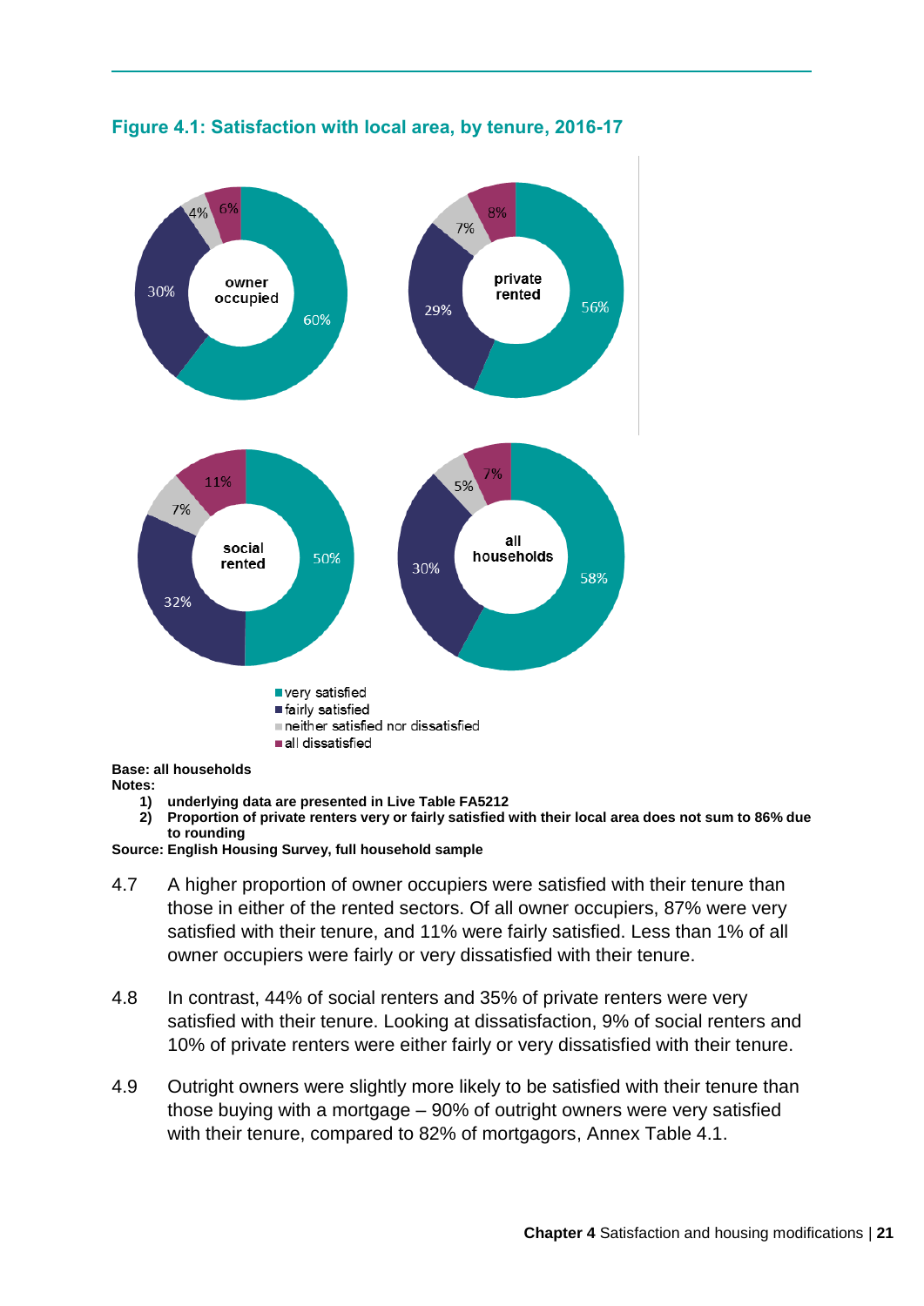**Figure 4.1: Satisfaction with local area, by tenure, 2016-17**

**Base: all households**

**Notes:**

1) **underlying data are presented in Live Table FA5212**
2) **Proportion of private renters very or fairly satisfied with their local area does not sum to 86% due to rounding**

**Source: English Housing Survey, full household sample**

4.7 A higher proportion of owner occupiers were satisfied with their tenure than those in either of the rented sectors. Of all owner occupiers, 87% were very satisfied with their tenure, and 11% were fairly satisfied. Less than 1% of all owner occupiers were fairly or very dissatisfied with their tenure.

4.8 In contrast, 44% of social renters and 35% of private renters were very satisfied with their tenure. Looking at dissatisfaction, 9% of social renters and 10% of private renters were either fairly or very dissatisfied with their tenure.

4.9 Outright owners were slightly more likely to be satisfied with their tenure than those buying with a mortgage – 90% of outright owners were very satisfied with their tenure, compared to 82% of mortgagors, Annex Table 4.1.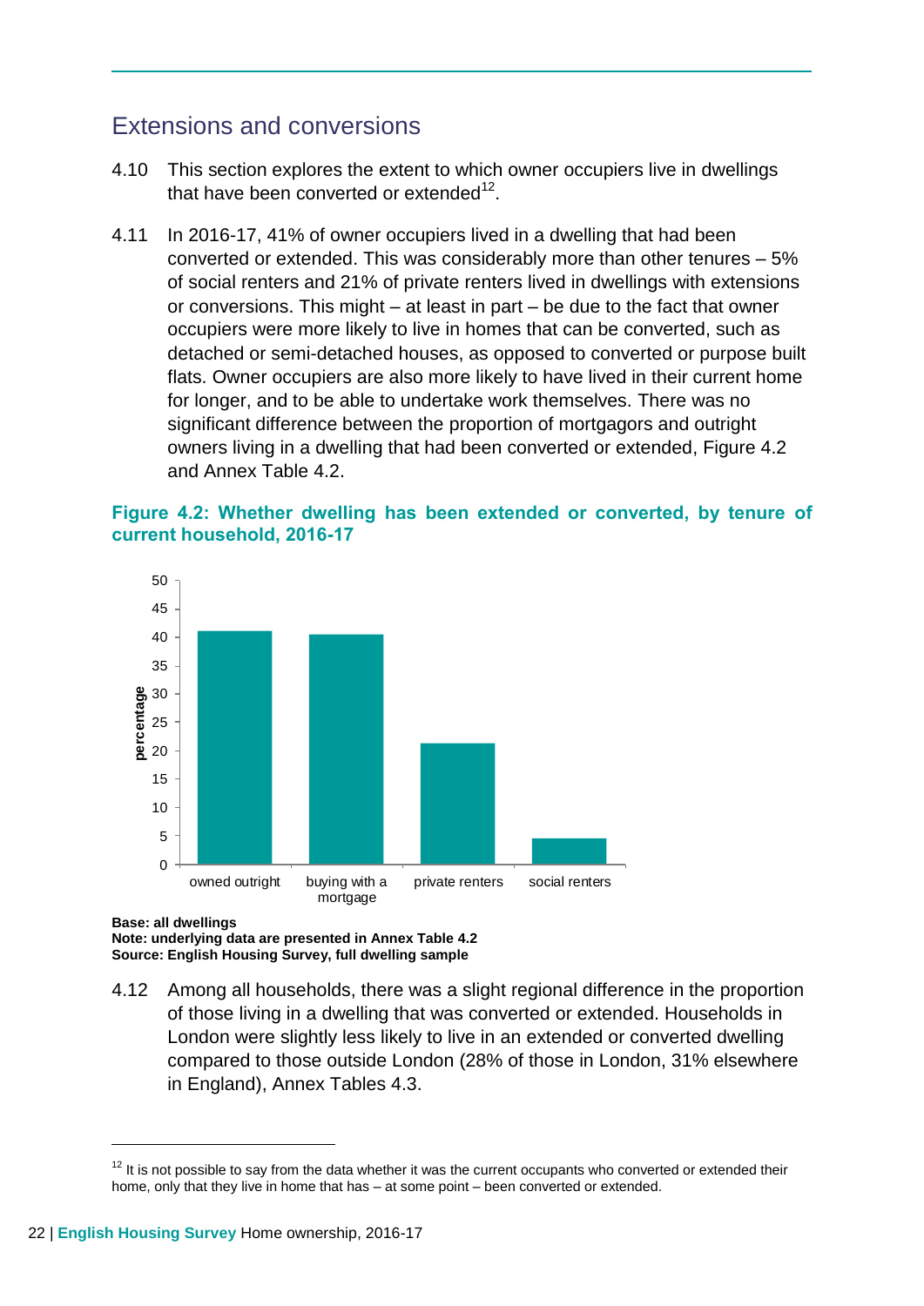## Extensions and conversions

4.10 This section explores the extent to which owner occupiers live in dwellings that have been converted or extended[12].

4.11 In 2016-17, 41% of owner occupiers lived in a dwelling that had been converted or extended. This was considerably more than other tenures – 5% of social renters and 21% of private renters lived in dwellings with extensions or conversions. This might – at least in part – be due to the fact that owner occupiers were more likely to live in homes that can be converted, such as detached or semi-detached houses, as opposed to converted or purpose built flats. Owner occupiers are also more likely to have lived in their current home for longer, and to be able to undertake work themselves. There was no significant difference between the proportion of mortgagors and outright owners living in a dwelling that had been converted or extended, Figure 4.2 and Annex Table 4.2.

**Figure 4.2: Whether dwelling has been extended or converted, by tenure of current household, 2016-17**

**Base: all dwellings**
**Note: underlying data are presented in Annex Table 4.2**
**Source: English Housing Survey, full dwelling sample**

4.12 Among all households, there was a slight regional difference in the proportion of those living in a dwelling that was converted or extended. Households in London were slightly less likely to live in an extended or converted dwelling compared to those outside London (28% of those in London, 31% elsewhere in England), Annex Tables 4.3.

[12] It is not possible to say from the data whether it was the current occupants who converted or extended their home, only that they live in home that has – at some point – been converted or extended.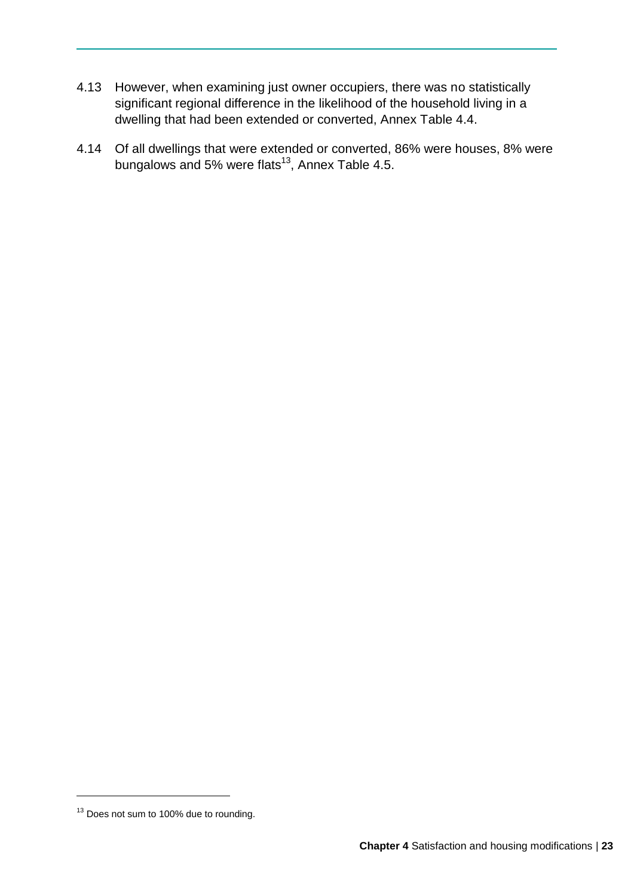4.13 However, when examining just owner occupiers, there was no statistically significant regional difference in the likelihood of the household living in a dwelling that had been extended or converted, Annex Table 4.4.

4.14 Of all dwellings that were extended or converted, 86% were houses, 8% were bungalows and 5% were flats[13], Annex Table 4.5.

[13] Does not sum to 100% due to rounding.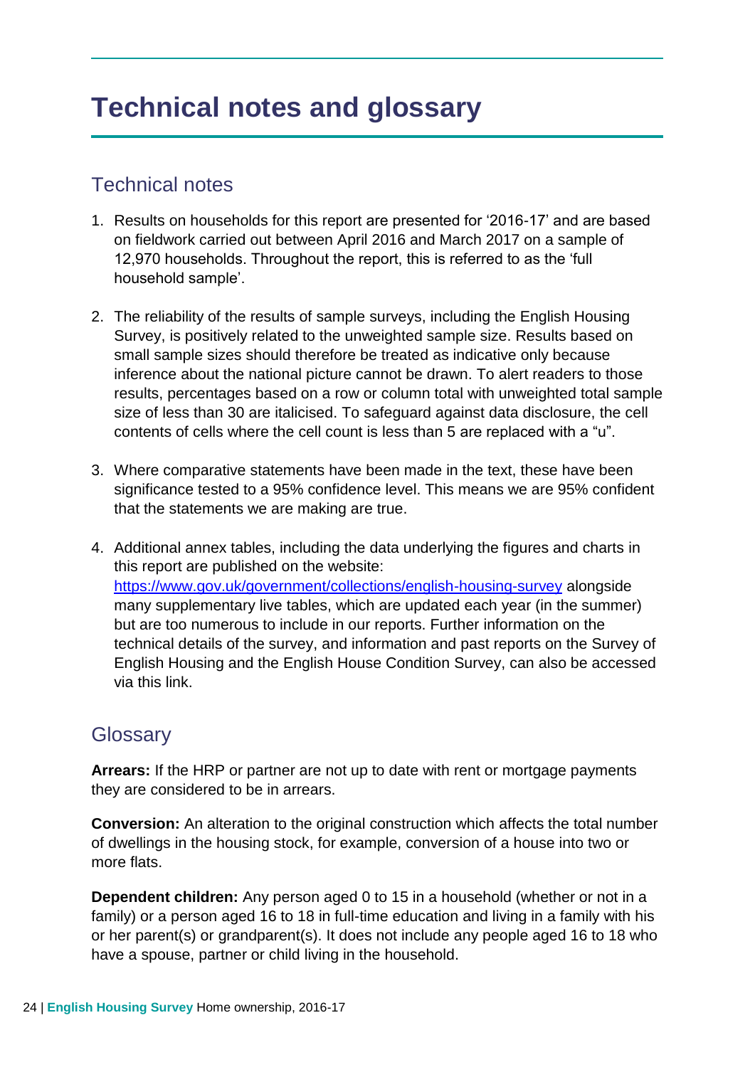# Technical notes and glossary

## Technical notes

1. Results on households for this report are presented for '2016-17' and are based on fieldwork carried out between April 2016 and March 2017 on a sample of 12,970 households. Throughout the report, this is referred to as the 'full household sample'.

2. The reliability of the results of sample surveys, including the English Housing Survey, is positively related to the unweighted sample size. Results based on small sample sizes should therefore be treated as indicative only because inference about the national picture cannot be drawn. To alert readers to those results, percentages based on a row or column total with unweighted total sample size of less than 30 are italicised. To safeguard against data disclosure, the cell contents of cells where the cell count is less than 5 are replaced with a "u".

3. Where comparative statements have been made in the text, these have been significance tested to a 95% confidence level. This means we are 95% confident that the statements we are making are true.

4. Additional annex tables, including the data underlying the figures and charts in this report are published on the website: [https://www.gov.uk/government/collections/english-housing-survey](https://www.gov.uk/government/collections/english-housing-survey) alongside many supplementary live tables, which are updated each year (in the summer) but are too numerous to include in our reports. Further information on the technical details of the survey, and information and past reports on the Survey of English Housing and the English House Condition Survey, can also be accessed via this link.

## Glossary

**Arrears:** If the HRP or partner are not up to date with rent or mortgage payments they are considered to be in arrears.

**Conversion:** An alteration to the original construction which affects the total number of dwellings in the housing stock, for example, conversion of a house into two or more flats.

**Dependent children:** Any person aged 0 to 15 in a household (whether or not in a family) or a person aged 16 to 18 in full-time education and living in a family with his or her parent(s) or grandparent(s). It does not include any people aged 16 to 18 who have a spouse, partner or child living in the household.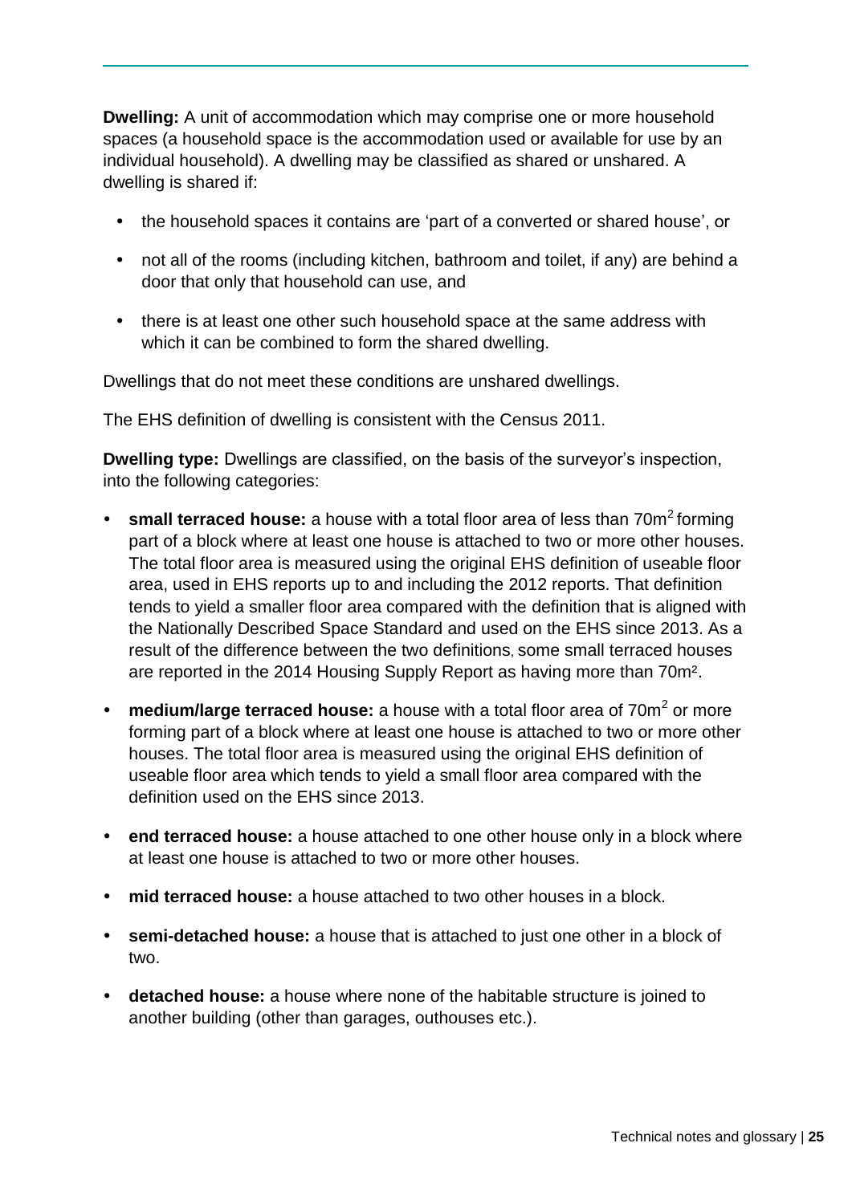**Dwelling:** A unit of accommodation which may comprise one or more household spaces (a household space is the accommodation used or available for use by an individual household). A dwelling may be classified as shared or unshared. A dwelling is shared if:

- the household spaces it contains are 'part of a converted or shared house', or
- not all of the rooms (including kitchen, bathroom and toilet, if any) are behind a door that only that household can use, and
- there is at least one other such household space at the same address with which it can be combined to form the shared dwelling.

Dwellings that do not meet these conditions are unshared dwellings.

The EHS definition of dwelling is consistent with the Census 2011.

**Dwelling type:** Dwellings are classified, on the basis of the surveyor's inspection, into the following categories:

- **small terraced house:** a house with a total floor area of less than $70m^2$ forming part of a block where at least one house is attached to two or more other houses. The total floor area is measured using the original EHS definition of useable floor area, used in EHS reports up to and including the 2012 reports. That definition tends to yield a smaller floor area compared with the definition that is aligned with the Nationally Described Space Standard and used on the EHS since 2013. As a result of the difference between the two definitions, some small terraced houses are reported in the 2014 Housing Supply Report as having more than $70m^2$.
- **medium/large terraced house:** a house with a total floor area of $70m^2$ or more forming part of a block where at least one house is attached to two or more other houses. The total floor area is measured using the original EHS definition of useable floor area which tends to yield a small floor area compared with the definition used on the EHS since 2013.
- **end terraced house:** a house attached to one other house only in a block where at least one house is attached to two or more other houses.
- **mid terraced house:** a house attached to two other houses in a block.
- **semi-detached house:** a house that is attached to just one other in a block of two.
- **detached house:** a house where none of the habitable structure is joined to another building (other than garages, outhouses etc.).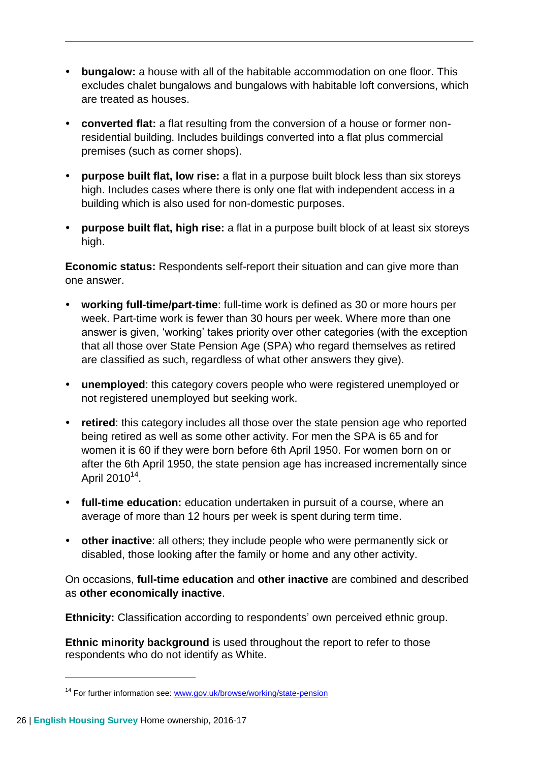- **bungalow:** a house with all of the habitable accommodation on one floor. This excludes chalet bungalows and bungalows with habitable loft conversions, which are treated as houses.

- **converted flat:** a flat resulting from the conversion of a house or former non-residential building. Includes buildings converted into a flat plus commercial premises (such as corner shops).

- **purpose built flat, low rise:** a flat in a purpose built block less than six storeys high. Includes cases where there is only one flat with independent access in a building which is also used for non-domestic purposes.

- **purpose built flat, high rise:** a flat in a purpose built block of at least six storeys high.

**Economic status:** Respondents self-report their situation and can give more than one answer.

- **working full-time/part-time**: full-time work is defined as 30 or more hours per week. Part-time work is fewer than 30 hours per week. Where more than one answer is given, 'working' takes priority over other categories (with the exception that all those over State Pension Age (SPA) who regard themselves as retired are classified as such, regardless of what other answers they give).

- **unemployed**: this category covers people who were registered unemployed or not registered unemployed but seeking work.

- **retired**: this category includes all those over the state pension age who reported being retired as well as some other activity. For men the SPA is 65 and for women it is 60 if they were born before 6th April 1950. For women born on or after the 6th April 1950, the state pension age has increased incrementally since April 2010[14].

- **full-time education:** education undertaken in pursuit of a course, where an average of more than 12 hours per week is spent during term time.

- **other inactive**: all others; they include people who were permanently sick or disabled, those looking after the family or home and any other activity.

On occasions, **full-time education** and **other inactive** are combined and described as **other economically inactive**.

**Ethnicity:** Classification according to respondents' own perceived ethnic group.

**Ethnic minority background** is used throughout the report to refer to those respondents who do not identify as White.

---

[14] For further information see: www.gov.uk/browse/working/state-pension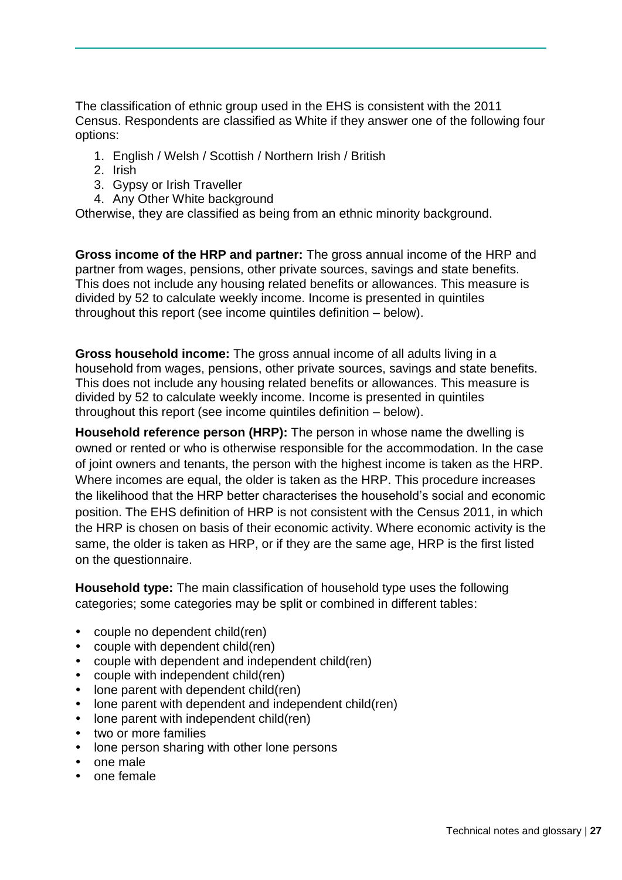The classification of ethnic group used in the EHS is consistent with the 2011 Census. Respondents are classified as White if they answer one of the following four options:

1. English / Welsh / Scottish / Northern Irish / British
2. Irish
3. Gypsy or Irish Traveller
4. Any Other White background

Otherwise, they are classified as being from an ethnic minority background.

**Gross income of the HRP and partner:** The gross annual income of the HRP and partner from wages, pensions, other private sources, savings and state benefits. This does not include any housing related benefits or allowances. This measure is divided by 52 to calculate weekly income. Income is presented in quintiles throughout this report (see income quintiles definition – below).

**Gross household income:** The gross annual income of all adults living in a household from wages, pensions, other private sources, savings and state benefits. This does not include any housing related benefits or allowances. This measure is divided by 52 to calculate weekly income. Income is presented in quintiles throughout this report (see income quintiles definition – below).

**Household reference person (HRP):** The person in whose name the dwelling is owned or rented or who is otherwise responsible for the accommodation. In the case of joint owners and tenants, the person with the highest income is taken as the HRP. Where incomes are equal, the older is taken as the HRP. This procedure increases the likelihood that the HRP better characterises the household's social and economic position. The EHS definition of HRP is not consistent with the Census 2011, in which the HRP is chosen on basis of their economic activity. Where economic activity is the same, the older is taken as HRP, or if they are the same age, HRP is the first listed on the questionnaire.

**Household type:** The main classification of household type uses the following categories; some categories may be split or combined in different tables:

- couple no dependent child(ren)
- couple with dependent child(ren)
- couple with dependent and independent child(ren)
- couple with independent child(ren)
- lone parent with dependent child(ren)
- lone parent with dependent and independent child(ren)
- lone parent with independent child(ren)
- two or more families
- lone person sharing with other lone persons
- one male
- one female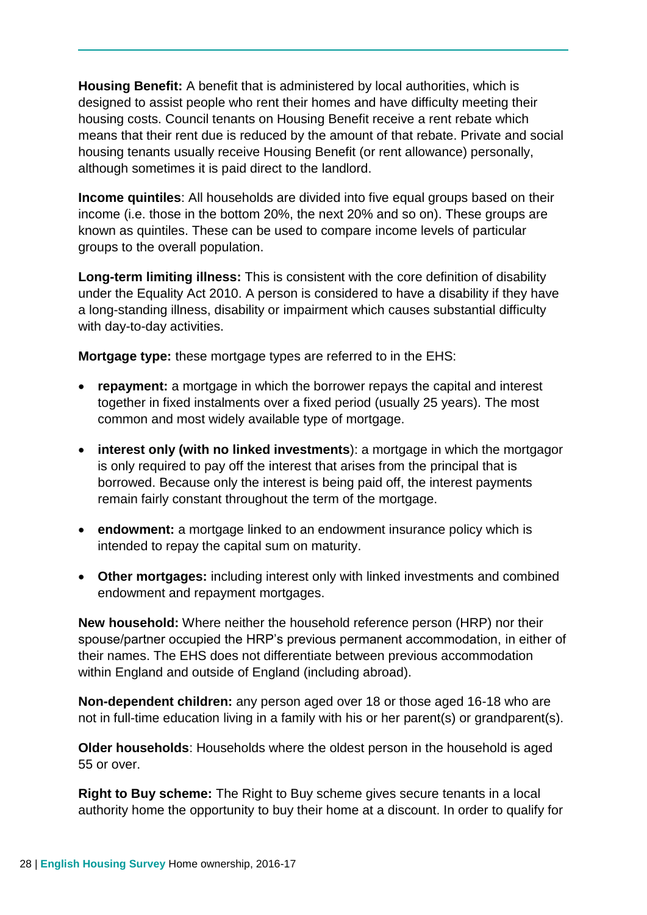**Housing Benefit:** A benefit that is administered by local authorities, which is designed to assist people who rent their homes and have difficulty meeting their housing costs. Council tenants on Housing Benefit receive a rent rebate which means that their rent due is reduced by the amount of that rebate. Private and social housing tenants usually receive Housing Benefit (or rent allowance) personally, although sometimes it is paid direct to the landlord.

**Income quintiles**: All households are divided into five equal groups based on their income (i.e. those in the bottom 20%, the next 20% and so on). These groups are known as quintiles. These can be used to compare income levels of particular groups to the overall population.

**Long-term limiting illness:** This is consistent with the core definition of disability under the Equality Act 2010. A person is considered to have a disability if they have a long-standing illness, disability or impairment which causes substantial difficulty with day-to-day activities.

**Mortgage type:** these mortgage types are referred to in the EHS:

- **repayment:** a mortgage in which the borrower repays the capital and interest together in fixed instalments over a fixed period (usually 25 years). The most common and most widely available type of mortgage.
- **interest only (with no linked investments**): a mortgage in which the mortgagor is only required to pay off the interest that arises from the principal that is borrowed. Because only the interest is being paid off, the interest payments remain fairly constant throughout the term of the mortgage.
- **endowment:** a mortgage linked to an endowment insurance policy which is intended to repay the capital sum on maturity.
- **Other mortgages:** including interest only with linked investments and combined endowment and repayment mortgages.

**New household:** Where neither the household reference person (HRP) nor their spouse/partner occupied the HRP's previous permanent accommodation, in either of their names. The EHS does not differentiate between previous accommodation within England and outside of England (including abroad).

**Non-dependent children:** any person aged over 18 or those aged 16-18 who are not in full-time education living in a family with his or her parent(s) or grandparent(s).

**Older households**: Households where the oldest person in the household is aged 55 or over.

**Right to Buy scheme:** The Right to Buy scheme gives secure tenants in a local authority home the opportunity to buy their home at a discount. In order to qualify for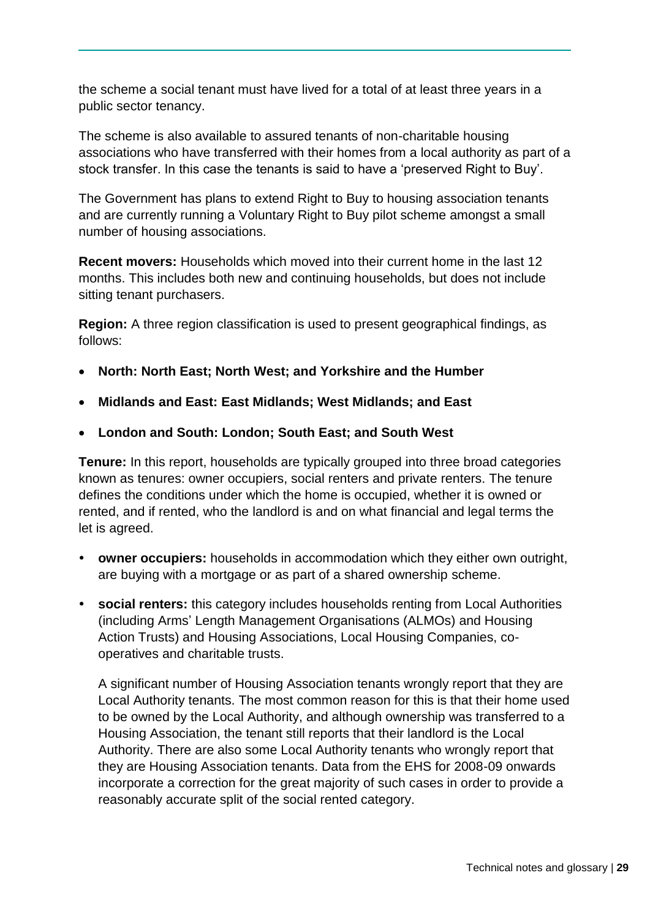the scheme a social tenant must have lived for a total of at least three years in a public sector tenancy.

The scheme is also available to assured tenants of non-charitable housing associations who have transferred with their homes from a local authority as part of a stock transfer. In this case the tenants is said to have a 'preserved Right to Buy'.

The Government has plans to extend Right to Buy to housing association tenants and are currently running a Voluntary Right to Buy pilot scheme amongst a small number of housing associations.

**Recent movers:** Households which moved into their current home in the last 12 months. This includes both new and continuing households, but does not include sitting tenant purchasers.

**Region:** A three region classification is used to present geographical findings, as follows:

- **North: North East; North West; and Yorkshire and the Humber**
- **Midlands and East: East Midlands; West Midlands; and East**
- **London and South: London; South East; and South West**

**Tenure:** In this report, households are typically grouped into three broad categories known as tenures: owner occupiers, social renters and private renters. The tenure defines the conditions under which the home is occupied, whether it is owned or rented, and if rented, who the landlord is and on what financial and legal terms the let is agreed.

- **owner occupiers:** households in accommodation which they either own outright, are buying with a mortgage or as part of a shared ownership scheme.
- **social renters:** this category includes households renting from Local Authorities (including Arms' Length Management Organisations (ALMOs) and Housing Action Trusts) and Housing Associations, Local Housing Companies, co-operatives and charitable trusts.

  A significant number of Housing Association tenants wrongly report that they are Local Authority tenants. The most common reason for this is that their home used to be owned by the Local Authority, and although ownership was transferred to a Housing Association, the tenant still reports that their landlord is the Local Authority. There are also some Local Authority tenants who wrongly report that they are Housing Association tenants. Data from the EHS for 2008-09 onwards incorporate a correction for the great majority of such cases in order to provide a reasonably accurate split of the social rented category.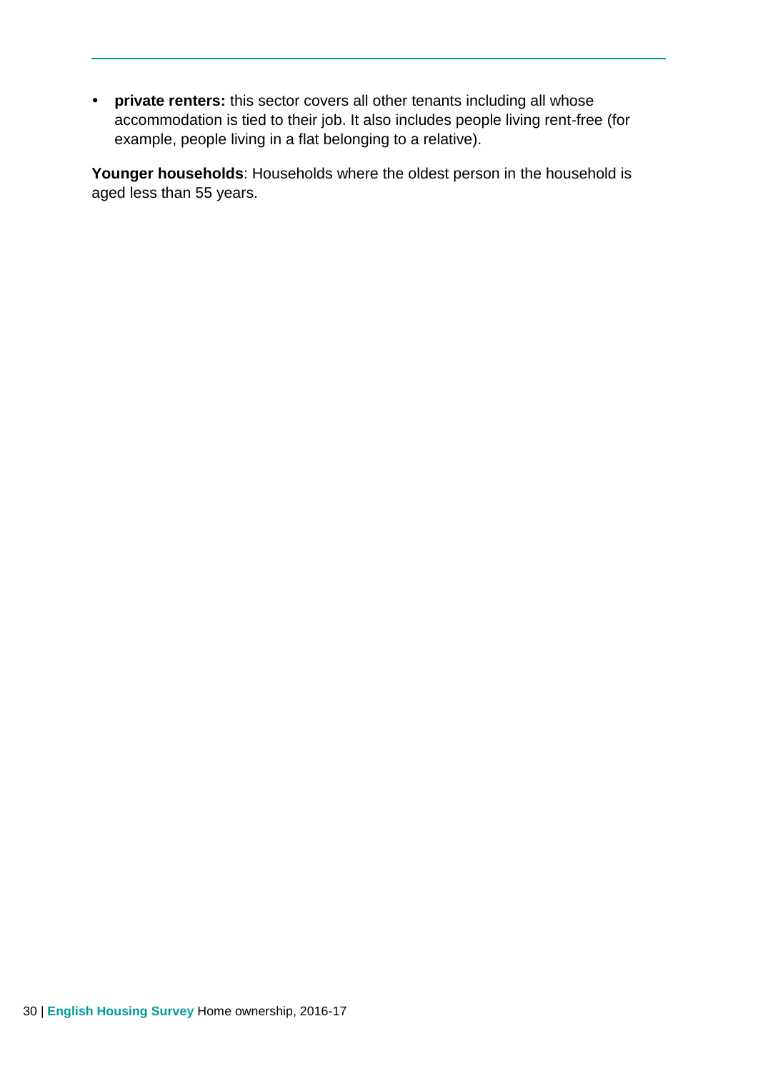- **private renters:** this sector covers all other tenants including all whose accommodation is tied to their job. It also includes people living rent-free (for example, people living in a flat belonging to a relative).

**Younger households**: Households where the oldest person in the household is aged less than 55 years.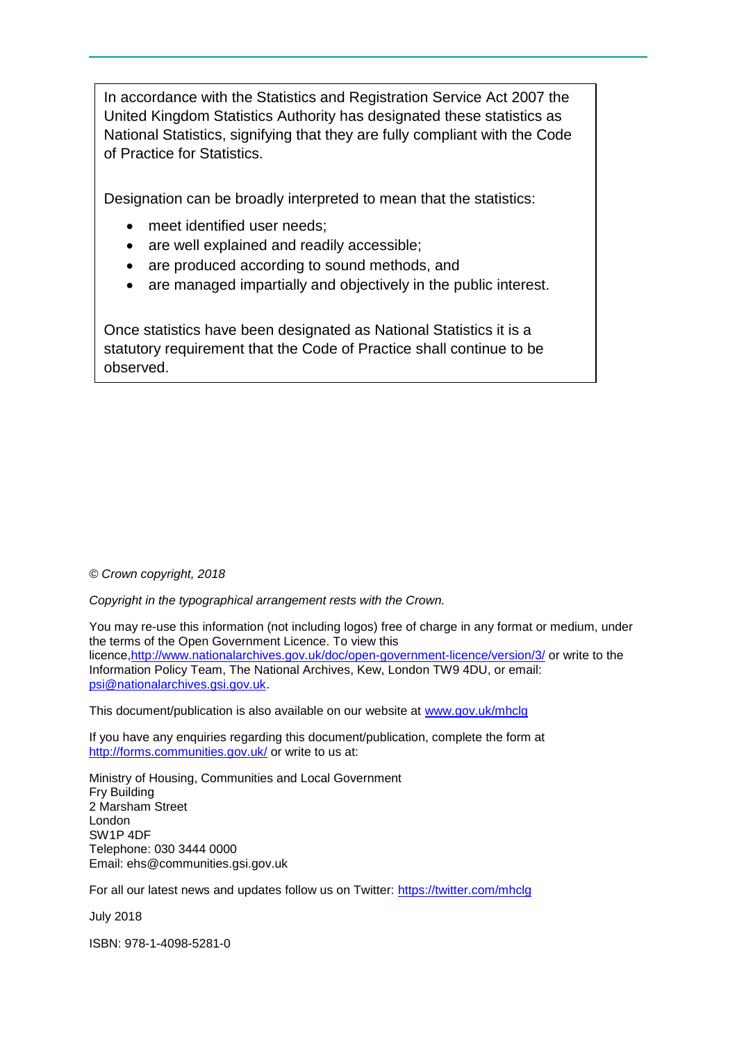In accordance with the Statistics and Registration Service Act 2007 the United Kingdom Statistics Authority has designated these statistics as National Statistics, signifying that they are fully compliant with the Code of Practice for Statistics.

Designation can be broadly interpreted to mean that the statistics:

- meet identified user needs;
- are well explained and readily accessible;
- are produced according to sound methods, and
- are managed impartially and objectively in the public interest.

Once statistics have been designated as National Statistics it is a statutory requirement that the Code of Practice shall continue to be observed.

*© Crown copyright, 2018*

*Copyright in the typographical arrangement rests with the Crown.*

You may re-use this information (not including logos) free of charge in any format or medium, under the terms of the Open Government Licence. To view this licence,http://www.nationalarchives.gov.uk/doc/open-government-licence/version/3/ or write to the Information Policy Team, The National Archives, Kew, London TW9 4DU, or email: psi@nationalarchives.gsi.gov.uk.

This document/publication is also available on our website at www.gov.uk/mhclg

If you have any enquiries regarding this document/publication, complete the form at http://forms.communities.gov.uk/ or write to us at:

Ministry of Housing, Communities and Local Government
Fry Building
2 Marsham Street
London
SW1P 4DF
Telephone: 030 3444 0000
Email: ehs@communities.gsi.gov.uk

For all our latest news and updates follow us on Twitter: https://twitter.com/mhclg

July 2018

ISBN: 978-1-4098-5281-0